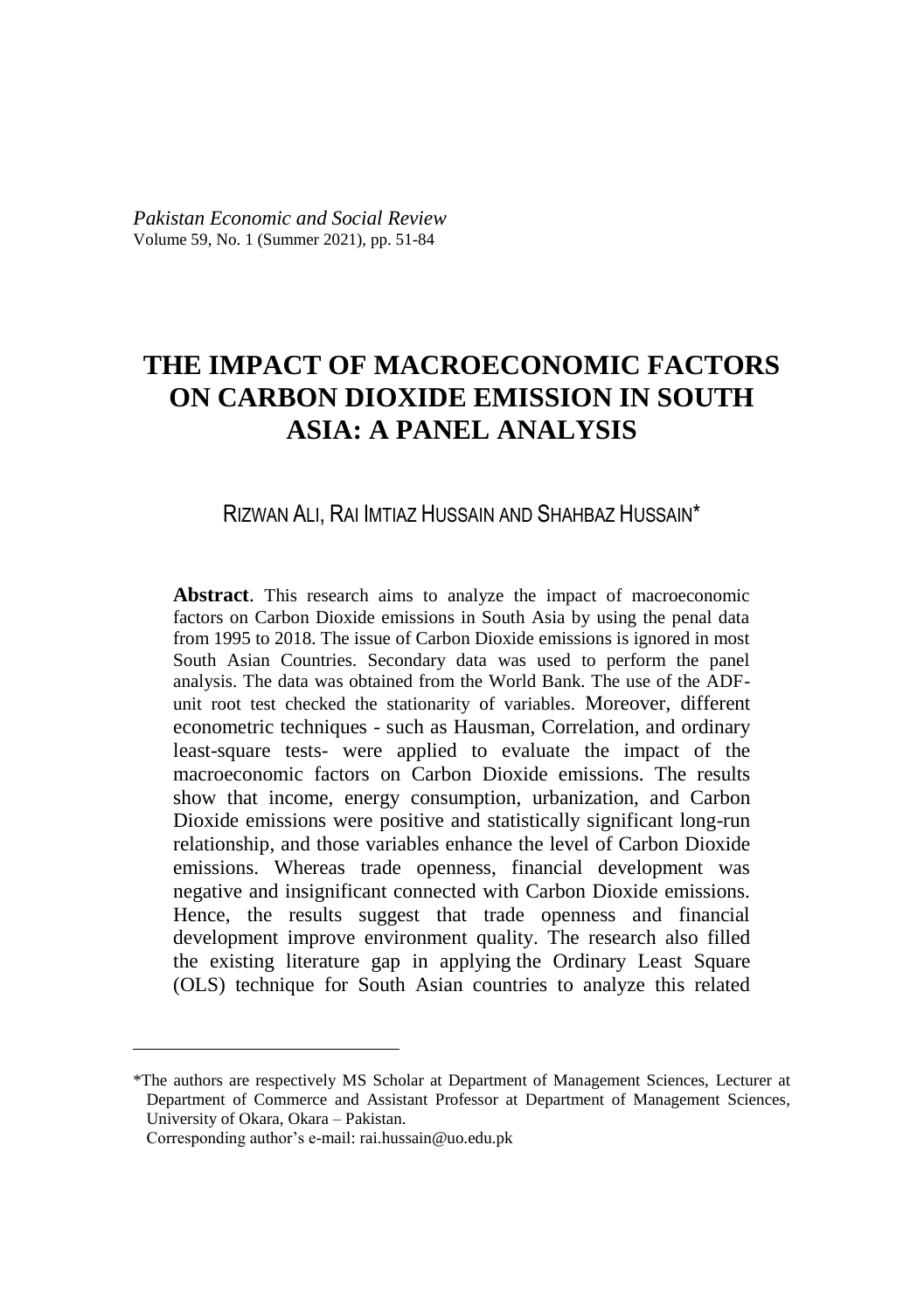*Pakistan Economic and Social Review*
Volume 59, No. 1 (Summer 2021), pp. 51-84

# THE IMPACT OF MACROECONOMIC FACTORS ON CARBON DIOXIDE EMISSION IN SOUTH ASIA: A PANEL ANALYSIS

RIZWAN ALI, RAI IMTIAZ HUSSAIN AND SHAHBAZ HUSSAIN*

**Abstract**. This research aims to analyze the impact of macroeconomic factors on Carbon Dioxide emissions in South Asia by using the penal data from 1995 to 2018. The issue of Carbon Dioxide emissions is ignored in most South Asian Countries. Secondary data was used to perform the panel analysis. The data was obtained from the World Bank. The use of the ADF-unit root test checked the stationarity of variables. Moreover, different econometric techniques - such as Hausman, Correlation, and ordinary least-square tests- were applied to evaluate the impact of the macroeconomic factors on Carbon Dioxide emissions. The results show that income, energy consumption, urbanization, and Carbon Dioxide emissions were positive and statistically significant long-run relationship, and those variables enhance the level of Carbon Dioxide emissions. Whereas trade openness, financial development was negative and insignificant connected with Carbon Dioxide emissions. Hence, the results suggest that trade openness and financial development improve environment quality. The research also filled the existing literature gap in applying the Ordinary Least Square (OLS) technique for South Asian countries to analyze this related

---

*The authors are respectively MS Scholar at Department of Management Sciences, Lecturer at Department of Commerce and Assistant Professor at Department of Management Sciences, University of Okara, Okara – Pakistan.
Corresponding author's e-mail: rai.hussain@uo.edu.pk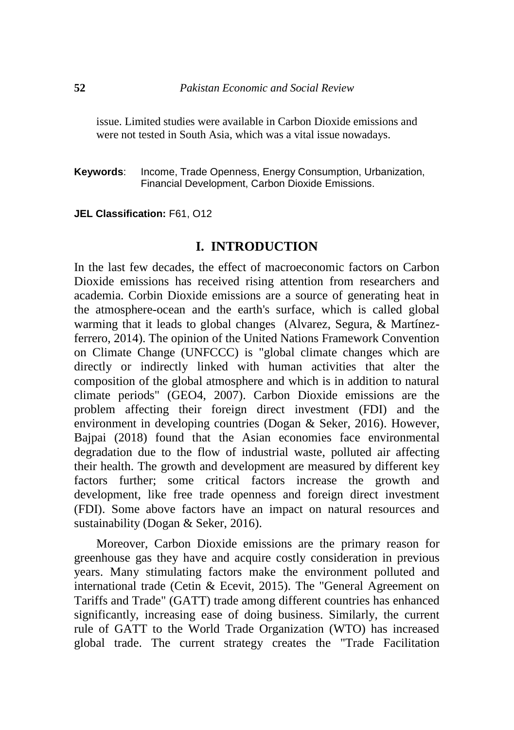issue. Limited studies were available in Carbon Dioxide emissions and were not tested in South Asia, which was a vital issue nowadays.

**Keywords**: Income, Trade Openness, Energy Consumption, Urbanization, Financial Development, Carbon Dioxide Emissions.

**JEL Classification:** F61, O12

## I. INTRODUCTION

In the last few decades, the effect of macroeconomic factors on Carbon Dioxide emissions has received rising attention from researchers and academia. Corbin Dioxide emissions are a source of generating heat in the atmosphere-ocean and the earth's surface, which is called global warming that it leads to global changes (Alvarez, Segura, & Martínez-ferrero, 2014). The opinion of the United Nations Framework Convention on Climate Change (UNFCCC) is "global climate changes which are directly or indirectly linked with human activities that alter the composition of the global atmosphere and which is in addition to natural climate periods" (GEO4, 2007). Carbon Dioxide emissions are the problem affecting their foreign direct investment (FDI) and the environment in developing countries (Dogan & Seker, 2016). However, Bajpai (2018) found that the Asian economies face environmental degradation due to the flow of industrial waste, polluted air affecting their health. The growth and development are measured by different key factors further; some critical factors increase the growth and development, like free trade openness and foreign direct investment (FDI). Some above factors have an impact on natural resources and sustainability (Dogan & Seker, 2016).

Moreover, Carbon Dioxide emissions are the primary reason for greenhouse gas they have and acquire costly consideration in previous years. Many stimulating factors make the environment polluted and international trade (Cetin & Ecevit, 2015). The "General Agreement on Tariffs and Trade" (GATT) trade among different countries has enhanced significantly, increasing ease of doing business. Similarly, the current rule of GATT to the World Trade Organization (WTO) has increased global trade. The current strategy creates the "Trade Facilitation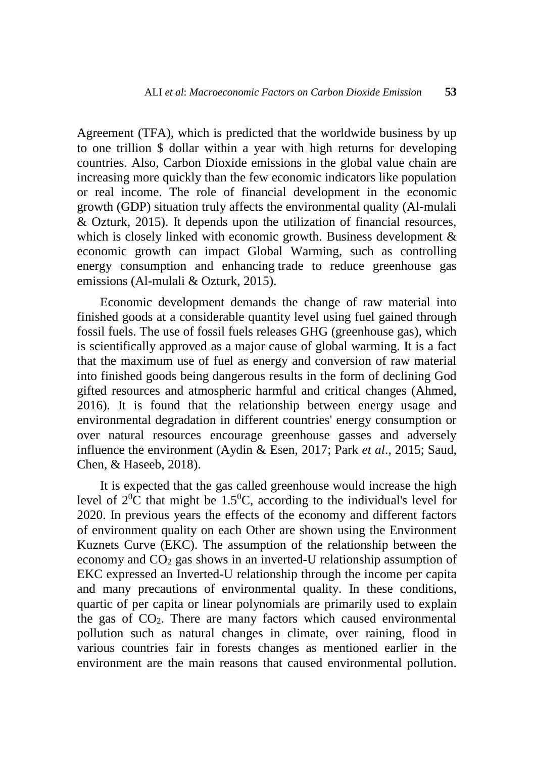Agreement (TFA), which is predicted that the worldwide business by up to one trillion $ dollar within a year with high returns for developing countries. Also, Carbon Dioxide emissions in the global value chain are increasing more quickly than the few economic indicators like population or real income. The role of financial development in the economic growth (GDP) situation truly affects the environmental quality (Al-mulali & Ozturk, 2015). It depends upon the utilization of financial resources, which is closely linked with economic growth. Business development & economic growth can impact Global Warming, such as controlling energy consumption and enhancing trade to reduce greenhouse gas emissions (Al-mulali & Ozturk, 2015).

Economic development demands the change of raw material into finished goods at a considerable quantity level using fuel gained through fossil fuels. The use of fossil fuels releases GHG (greenhouse gas), which is scientifically approved as a major cause of global warming. It is a fact that the maximum use of fuel as energy and conversion of raw material into finished goods being dangerous results in the form of declining God gifted resources and atmospheric harmful and critical changes (Ahmed, 2016). It is found that the relationship between energy usage and environmental degradation in different countries' energy consumption or over natural resources encourage greenhouse gasses and adversely influence the environment (Aydin & Esen, 2017; Park *et al*., 2015; Saud, Chen, & Haseeb, 2018).

It is expected that the gas called greenhouse would increase the high level of $2^0$C that might be $1.5^0$C, according to the individual's level for 2020. In previous years the effects of the economy and different factors of environment quality on each Other are shown using the Environment Kuznets Curve (EKC). The assumption of the relationship between the economy and $CO_2$ gas shows in an inverted-U relationship assumption of EKC expressed an Inverted-U relationship through the income per capita and many precautions of environmental quality. In these conditions, quartic of per capita or linear polynomials are primarily used to explain the gas of $CO_2$. There are many factors which caused environmental pollution such as natural changes in climate, over raining, flood in various countries fair in forests changes as mentioned earlier in the environment are the main reasons that caused environmental pollution.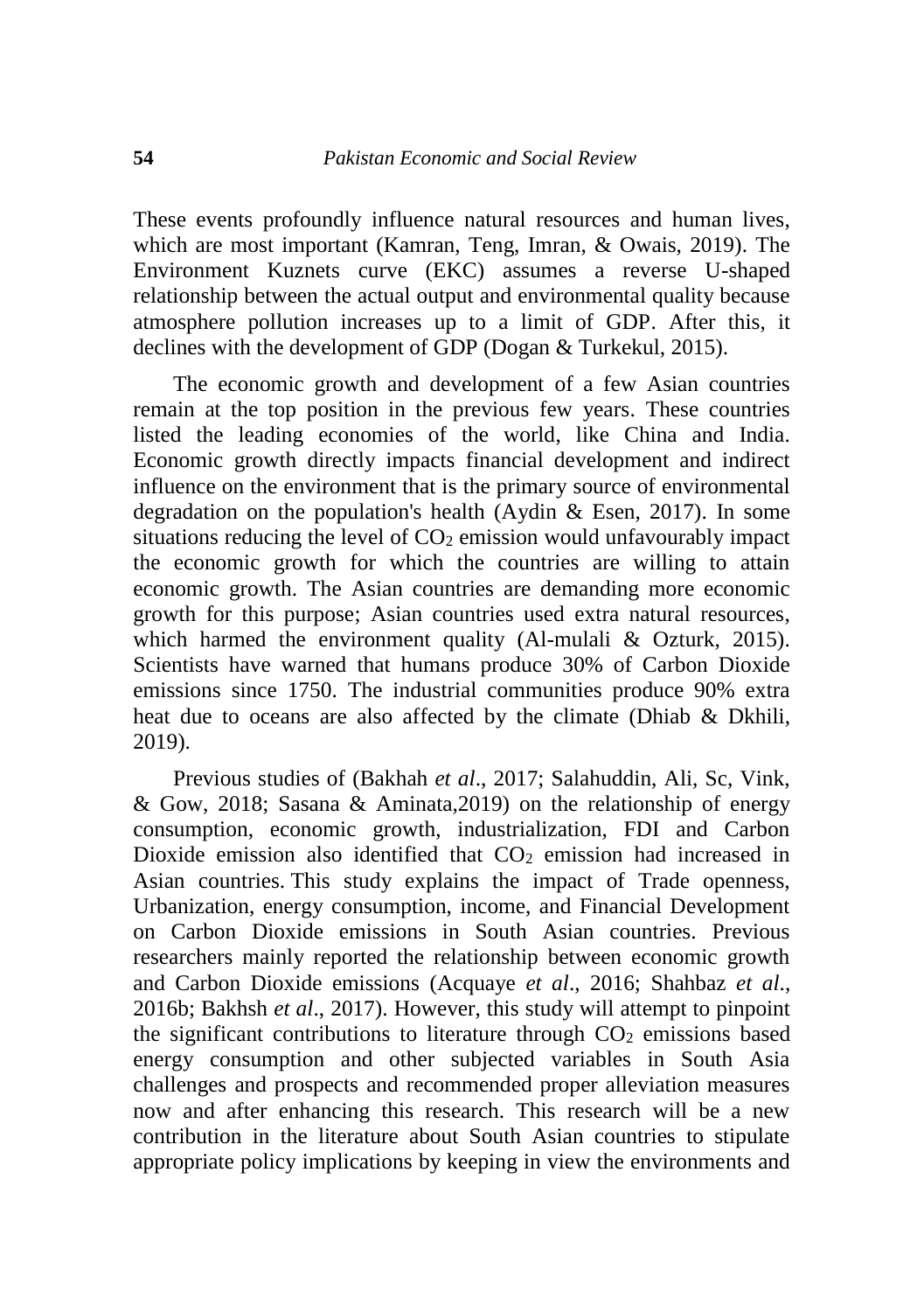These events profoundly influence natural resources and human lives, which are most important (Kamran, Teng, Imran, & Owais, 2019). The Environment Kuznets curve (EKC) assumes a reverse U-shaped relationship between the actual output and environmental quality because atmosphere pollution increases up to a limit of GDP. After this, it declines with the development of GDP (Dogan & Turkekul, 2015).

The economic growth and development of a few Asian countries remain at the top position in the previous few years. These countries listed the leading economies of the world, like China and India. Economic growth directly impacts financial development and indirect influence on the environment that is the primary source of environmental degradation on the population's health (Aydin & Esen, 2017). In some situations reducing the level of $CO_2$ emission would unfavourably impact the economic growth for which the countries are willing to attain economic growth. The Asian countries are demanding more economic growth for this purpose; Asian countries used extra natural resources, which harmed the environment quality (Al-mulali & Ozturk, 2015). Scientists have warned that humans produce 30% of Carbon Dioxide emissions since 1750. The industrial communities produce 90% extra heat due to oceans are also affected by the climate (Dhiab & Dkhili, 2019).

Previous studies of (Bakhah *et al*., 2017; Salahuddin, Ali, Sc, Vink, & Gow, 2018; Sasana & Aminata,2019) on the relationship of energy consumption, economic growth, industrialization, FDI and Carbon Dioxide emission also identified that $CO_2$ emission had increased in Asian countries. This study explains the impact of Trade openness, Urbanization, energy consumption, income, and Financial Development on Carbon Dioxide emissions in South Asian countries. Previous researchers mainly reported the relationship between economic growth and Carbon Dioxide emissions (Acquaye *et al*., 2016; Shahbaz *et al*., 2016b; Bakhsh *et al*., 2017). However, this study will attempt to pinpoint the significant contributions to literature through $CO_2$ emissions based energy consumption and other subjected variables in South Asia challenges and prospects and recommended proper alleviation measures now and after enhancing this research. This research will be a new contribution in the literature about South Asian countries to stipulate appropriate policy implications by keeping in view the environments and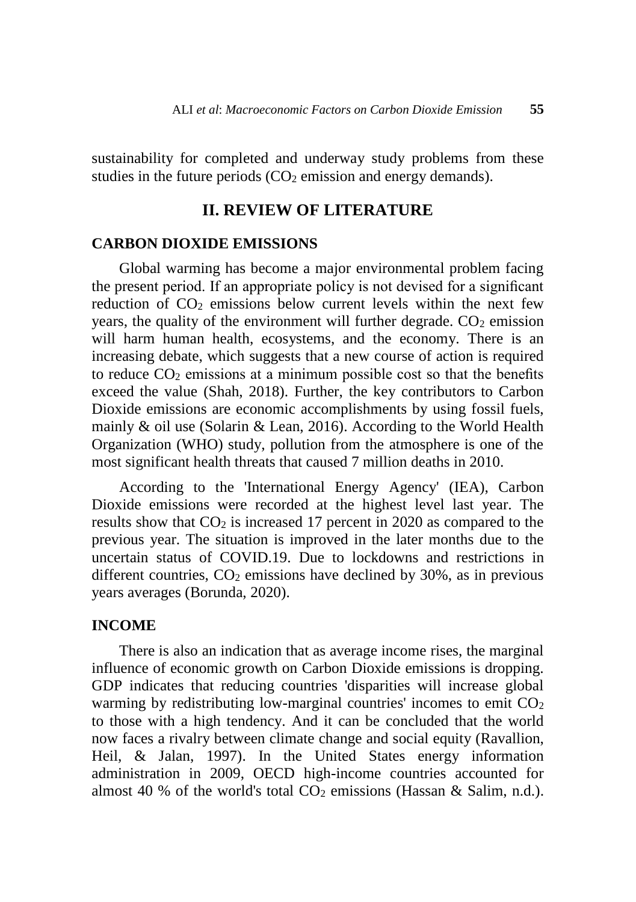sustainability for completed and underway study problems from these studies in the future periods ($CO_2$ emission and energy demands).

## II. REVIEW OF LITERATURE

### CARBON DIOXIDE EMISSIONS

Global warming has become a major environmental problem facing the present period. If an appropriate policy is not devised for a significant reduction of $CO_2$ emissions below current levels within the next few years, the quality of the environment will further degrade. $CO_2$ emission will harm human health, ecosystems, and the economy. There is an increasing debate, which suggests that a new course of action is required to reduce $CO_2$ emissions at a minimum possible cost so that the benefits exceed the value (Shah, 2018). Further, the key contributors to Carbon Dioxide emissions are economic accomplishments by using fossil fuels, mainly & oil use (Solarin & Lean, 2016). According to the World Health Organization (WHO) study, pollution from the atmosphere is one of the most significant health threats that caused 7 million deaths in 2010.

According to the 'International Energy Agency' (IEA), Carbon Dioxide emissions were recorded at the highest level last year. The results show that $CO_2$ is increased 17 percent in 2020 as compared to the previous year. The situation is improved in the later months due to the uncertain status of COVID.19. Due to lockdowns and restrictions in different countries, $CO_2$ emissions have declined by 30%, as in previous years averages (Borunda, 2020).

### INCOME

There is also an indication that as average income rises, the marginal influence of economic growth on Carbon Dioxide emissions is dropping. GDP indicates that reducing countries 'disparities will increase global warming by redistributing low-marginal countries' incomes to emit $CO_2$ to those with a high tendency. And it can be concluded that the world now faces a rivalry between climate change and social equity (Ravallion, Heil, & Jalan, 1997). In the United States energy information administration in 2009, OECD high-income countries accounted for almost 40 % of the world's total $CO_2$ emissions (Hassan & Salim, n.d.).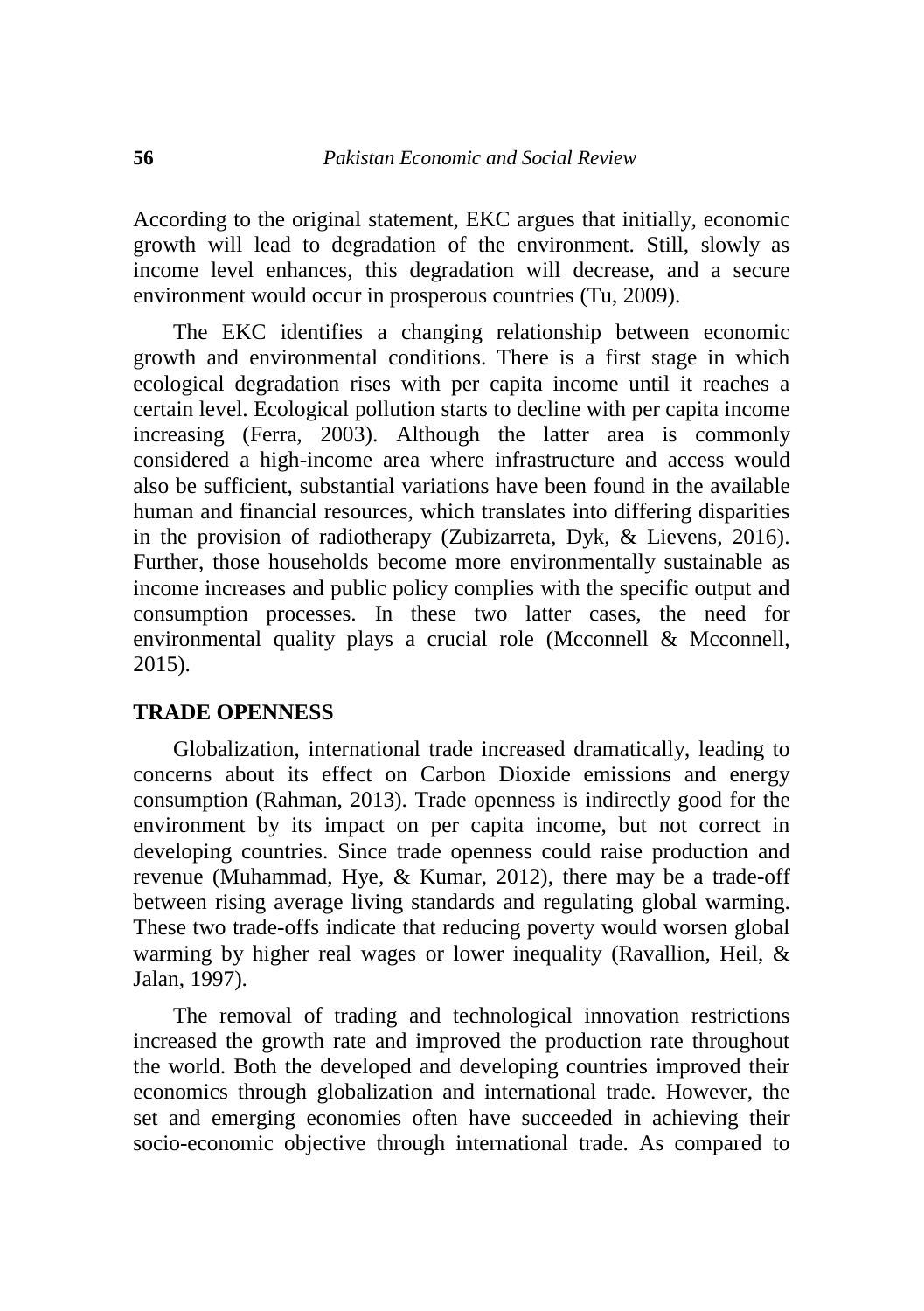According to the original statement, EKC argues that initially, economic growth will lead to degradation of the environment. Still, slowly as income level enhances, this degradation will decrease, and a secure environment would occur in prosperous countries (Tu, 2009).

The EKC identifies a changing relationship between economic growth and environmental conditions. There is a first stage in which ecological degradation rises with per capita income until it reaches a certain level. Ecological pollution starts to decline with per capita income increasing (Ferra, 2003). Although the latter area is commonly considered a high-income area where infrastructure and access would also be sufficient, substantial variations have been found in the available human and financial resources, which translates into differing disparities in the provision of radiotherapy (Zubizarreta, Dyk, & Lievens, 2016). Further, those households become more environmentally sustainable as income increases and public policy complies with the specific output and consumption processes. In these two latter cases, the need for environmental quality plays a crucial role (Mcconnell & Mcconnell, 2015).

## TRADE OPENNESS

Globalization, international trade increased dramatically, leading to concerns about its effect on Carbon Dioxide emissions and energy consumption (Rahman, 2013). Trade openness is indirectly good for the environment by its impact on per capita income, but not correct in developing countries. Since trade openness could raise production and revenue (Muhammad, Hye, & Kumar, 2012), there may be a trade-off between rising average living standards and regulating global warming. These two trade-offs indicate that reducing poverty would worsen global warming by higher real wages or lower inequality (Ravallion, Heil, & Jalan, 1997).

The removal of trading and technological innovation restrictions increased the growth rate and improved the production rate throughout the world. Both the developed and developing countries improved their economics through globalization and international trade. However, the set and emerging economies often have succeeded in achieving their socio-economic objective through international trade. As compared to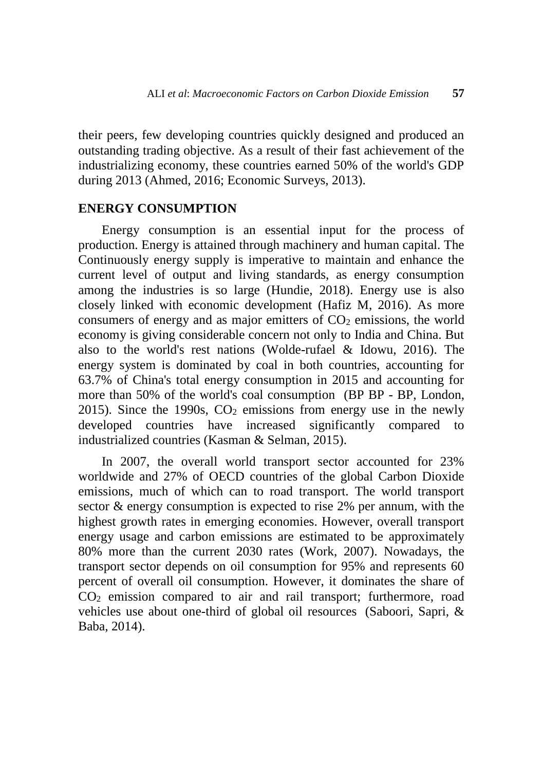their peers, few developing countries quickly designed and produced an outstanding trading objective. As a result of their fast achievement of the industrializing economy, these countries earned 50% of the world's GDP during 2013 (Ahmed, 2016; Economic Surveys, 2013).

## ENERGY CONSUMPTION

Energy consumption is an essential input for the process of production. Energy is attained through machinery and human capital. The Continuously energy supply is imperative to maintain and enhance the current level of output and living standards, as energy consumption among the industries is so large (Hundie, 2018). Energy use is also closely linked with economic development (Hafiz M, 2016). As more consumers of energy and as major emitters of $CO_2$ emissions, the world economy is giving considerable concern not only to India and China. But also to the world's rest nations (Wolde-rufael & Idowu, 2016). The energy system is dominated by coal in both countries, accounting for 63.7% of China's total energy consumption in 2015 and accounting for more than 50% of the world's coal consumption (BP BP - BP, London, 2015). Since the 1990s, $CO_2$ emissions from energy use in the newly developed countries have increased significantly compared to industrialized countries (Kasman & Selman, 2015).

In 2007, the overall world transport sector accounted for 23% worldwide and 27% of OECD countries of the global Carbon Dioxide emissions, much of which can to road transport. The world transport sector & energy consumption is expected to rise 2% per annum, with the highest growth rates in emerging economies. However, overall transport energy usage and carbon emissions are estimated to be approximately 80% more than the current 2030 rates (Work, 2007). Nowadays, the transport sector depends on oil consumption for 95% and represents 60 percent of overall oil consumption. However, it dominates the share of $CO_2$ emission compared to air and rail transport; furthermore, road vehicles use about one-third of global oil resources (Saboori, Sapri, & Baba, 2014).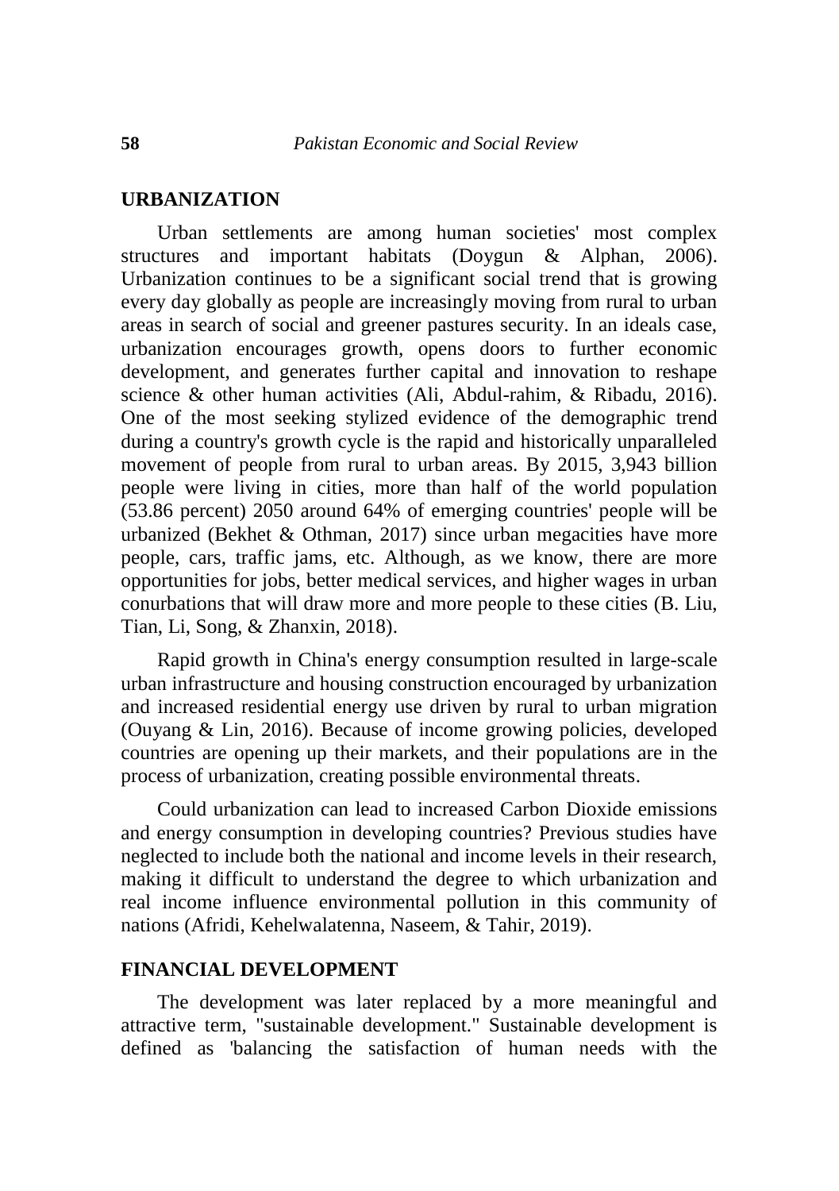## URBANIZATION

Urban settlements are among human societies' most complex structures and important habitats (Doygun & Alphan, 2006). Urbanization continues to be a significant social trend that is growing every day globally as people are increasingly moving from rural to urban areas in search of social and greener pastures security. In an ideals case, urbanization encourages growth, opens doors to further economic development, and generates further capital and innovation to reshape science & other human activities (Ali, Abdul-rahim, & Ribadu, 2016). One of the most seeking stylized evidence of the demographic trend during a country's growth cycle is the rapid and historically unparalleled movement of people from rural to urban areas. By 2015, 3,943 billion people were living in cities, more than half of the world population (53.86 percent) 2050 around 64% of emerging countries' people will be urbanized (Bekhet & Othman, 2017) since urban megacities have more people, cars, traffic jams, etc. Although, as we know, there are more opportunities for jobs, better medical services, and higher wages in urban conurbations that will draw more and more people to these cities (B. Liu, Tian, Li, Song, & Zhanxin, 2018).

Rapid growth in China's energy consumption resulted in large-scale urban infrastructure and housing construction encouraged by urbanization and increased residential energy use driven by rural to urban migration (Ouyang & Lin, 2016). Because of income growing policies, developed countries are opening up their markets, and their populations are in the process of urbanization, creating possible environmental threats.

Could urbanization can lead to increased Carbon Dioxide emissions and energy consumption in developing countries? Previous studies have neglected to include both the national and income levels in their research, making it difficult to understand the degree to which urbanization and real income influence environmental pollution in this community of nations (Afridi, Kehelwalatenna, Naseem, & Tahir, 2019).

## FINANCIAL DEVELOPMENT

The development was later replaced by a more meaningful and attractive term, "sustainable development." Sustainable development is defined as 'balancing the satisfaction of human needs with the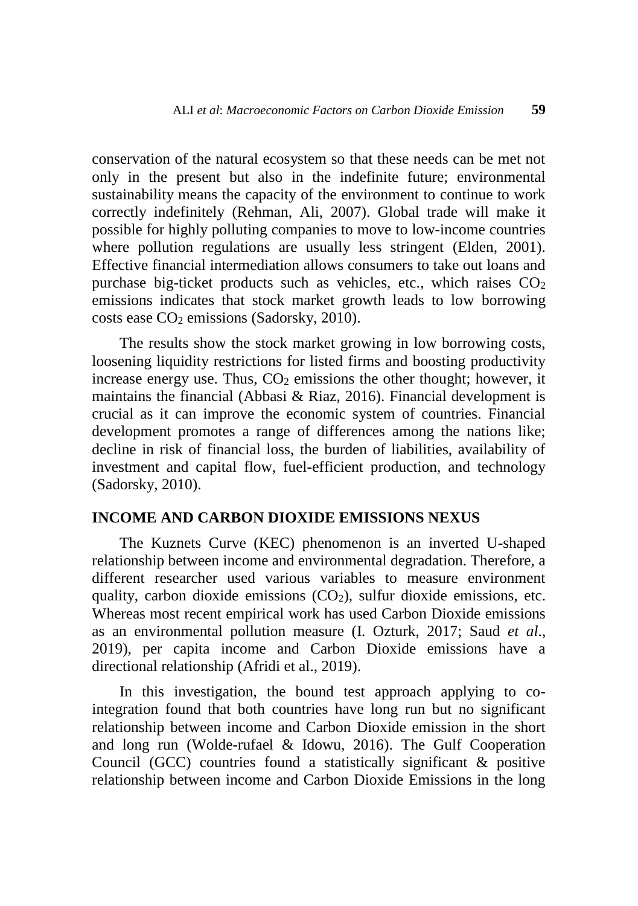conservation of the natural ecosystem so that these needs can be met not only in the present but also in the indefinite future; environmental sustainability means the capacity of the environment to continue to work correctly indefinitely (Rehman, Ali, 2007). Global trade will make it possible for highly polluting companies to move to low-income countries where pollution regulations are usually less stringent (Elden, 2001). Effective financial intermediation allows consumers to take out loans and purchase big-ticket products such as vehicles, etc., which raises $CO_2$ emissions indicates that stock market growth leads to low borrowing costs ease $CO_2$ emissions (Sadorsky, 2010).

The results show the stock market growing in low borrowing costs, loosening liquidity restrictions for listed firms and boosting productivity increase energy use. Thus, $CO_2$ emissions the other thought; however, it maintains the financial (Abbasi & Riaz, 2016). Financial development is crucial as it can improve the economic system of countries. Financial development promotes a range of differences among the nations like; decline in risk of financial loss, the burden of liabilities, availability of investment and capital flow, fuel-efficient production, and technology (Sadorsky, 2010).

## INCOME AND CARBON DIOXIDE EMISSIONS NEXUS

The Kuznets Curve (KEC) phenomenon is an inverted U-shaped relationship between income and environmental degradation. Therefore, a different researcher used various variables to measure environment quality, carbon dioxide emissions ($CO_2$), sulfur dioxide emissions, etc. Whereas most recent empirical work has used Carbon Dioxide emissions as an environmental pollution measure (I. Ozturk, 2017; Saud *et al*., 2019), per capita income and Carbon Dioxide emissions have a directional relationship (Afridi et al., 2019).

In this investigation, the bound test approach applying to co-integration found that both countries have long run but no significant relationship between income and Carbon Dioxide emission in the short and long run (Wolde-rufael & Idowu, 2016). The Gulf Cooperation Council (GCC) countries found a statistically significant & positive relationship between income and Carbon Dioxide Emissions in the long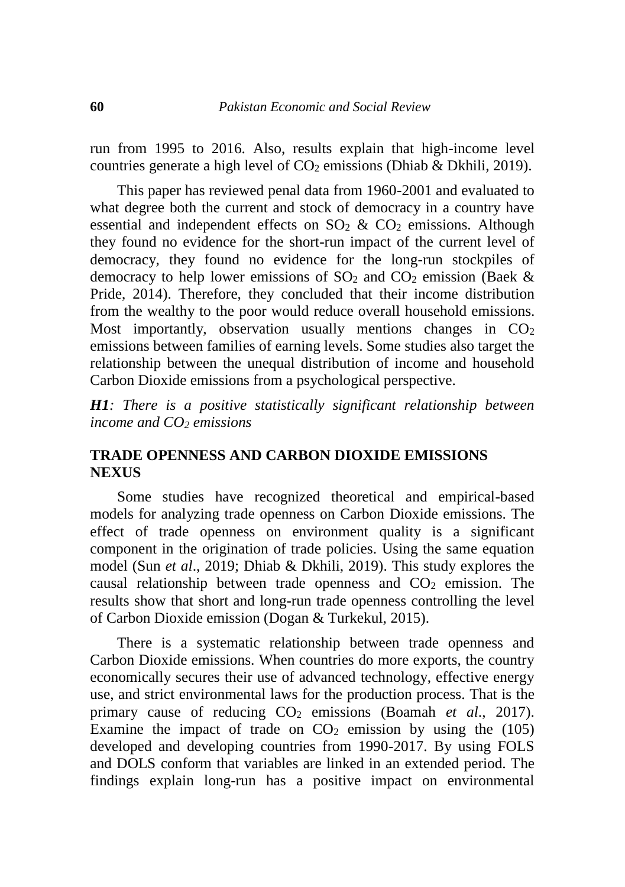run from 1995 to 2016. Also, results explain that high-income level countries generate a high level of $CO_2$ emissions (Dhiab & Dkhili, 2019).

This paper has reviewed penal data from 1960-2001 and evaluated to what degree both the current and stock of democracy in a country have essential and independent effects on $SO_2$ & $CO_2$ emissions. Although they found no evidence for the short-run impact of the current level of democracy, they found no evidence for the long-run stockpiles of democracy to help lower emissions of $SO_2$ and $CO_2$ emission (Baek & Pride, 2014). Therefore, they concluded that their income distribution from the wealthy to the poor would reduce overall household emissions. Most importantly, observation usually mentions changes in $CO_2$ emissions between families of earning levels. Some studies also target the relationship between the unequal distribution of income and household Carbon Dioxide emissions from a psychological perspective.

***H1****: There is a positive statistically significant relationship between income and $CO_2$ emissions*

## TRADE OPENNESS AND CARBON DIOXIDE EMISSIONS NEXUS

Some studies have recognized theoretical and empirical-based models for analyzing trade openness on Carbon Dioxide emissions. The effect of trade openness on environment quality is a significant component in the origination of trade policies. Using the same equation model (Sun *et al*., 2019; Dhiab & Dkhili, 2019). This study explores the causal relationship between trade openness and $CO_2$ emission. The results show that short and long-run trade openness controlling the level of Carbon Dioxide emission (Dogan & Turkekul, 2015).

There is a systematic relationship between trade openness and Carbon Dioxide emissions. When countries do more exports, the country economically secures their use of advanced technology, effective energy use, and strict environmental laws for the production process. That is the primary cause of reducing $CO_2$ emissions (Boamah *et al*., 2017). Examine the impact of trade on $CO_2$ emission by using the (105) developed and developing countries from 1990-2017. By using FOLS and DOLS conform that variables are linked in an extended period. The findings explain long-run has a positive impact on environmental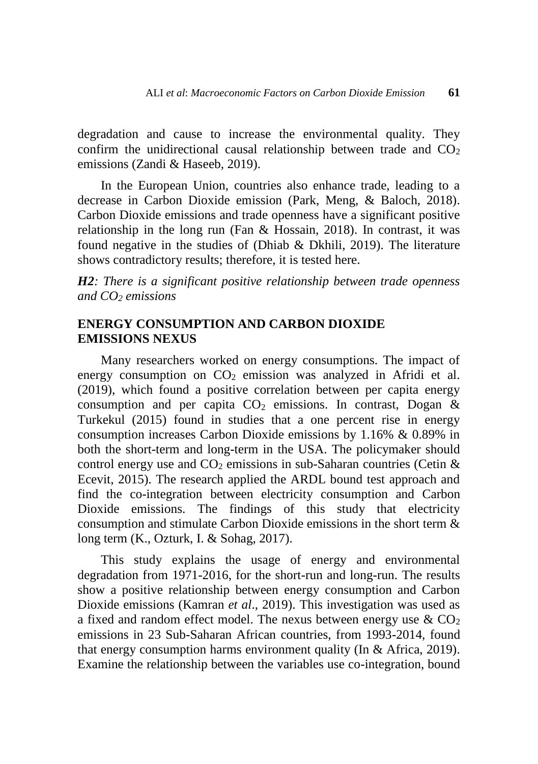degradation and cause to increase the environmental quality. They confirm the unidirectional causal relationship between trade and $CO_2$ emissions (Zandi & Haseeb, 2019).

In the European Union, countries also enhance trade, leading to a decrease in Carbon Dioxide emission (Park, Meng, & Baloch, 2018). Carbon Dioxide emissions and trade openness have a significant positive relationship in the long run (Fan & Hossain, 2018). In contrast, it was found negative in the studies of (Dhiab & Dkhili, 2019). The literature shows contradictory results; therefore, it is tested here.

***H2****: There is a significant positive relationship between trade openness and $CO_2$ emissions*

## ENERGY CONSUMPTION AND CARBON DIOXIDE EMISSIONS NEXUS

Many researchers worked on energy consumptions. The impact of energy consumption on $CO_2$ emission was analyzed in Afridi et al. (2019), which found a positive correlation between per capita energy consumption and per capita $CO_2$ emissions. In contrast, Dogan & Turkekul (2015) found in studies that a one percent rise in energy consumption increases Carbon Dioxide emissions by 1.16% & 0.89% in both the short-term and long-term in the USA. The policymaker should control energy use and $CO_2$ emissions in sub-Saharan countries (Cetin & Ecevit, 2015). The research applied the ARDL bound test approach and find the co-integration between electricity consumption and Carbon Dioxide emissions. The findings of this study that electricity consumption and stimulate Carbon Dioxide emissions in the short term & long term (K., Ozturk, I. & Sohag, 2017).

This study explains the usage of energy and environmental degradation from 1971-2016, for the short-run and long-run. The results show a positive relationship between energy consumption and Carbon Dioxide emissions (Kamran *et al*., 2019). This investigation was used as a fixed and random effect model. The nexus between energy use & $CO_2$ emissions in 23 Sub-Saharan African countries, from 1993-2014, found that energy consumption harms environment quality (In & Africa, 2019). Examine the relationship between the variables use co-integration, bound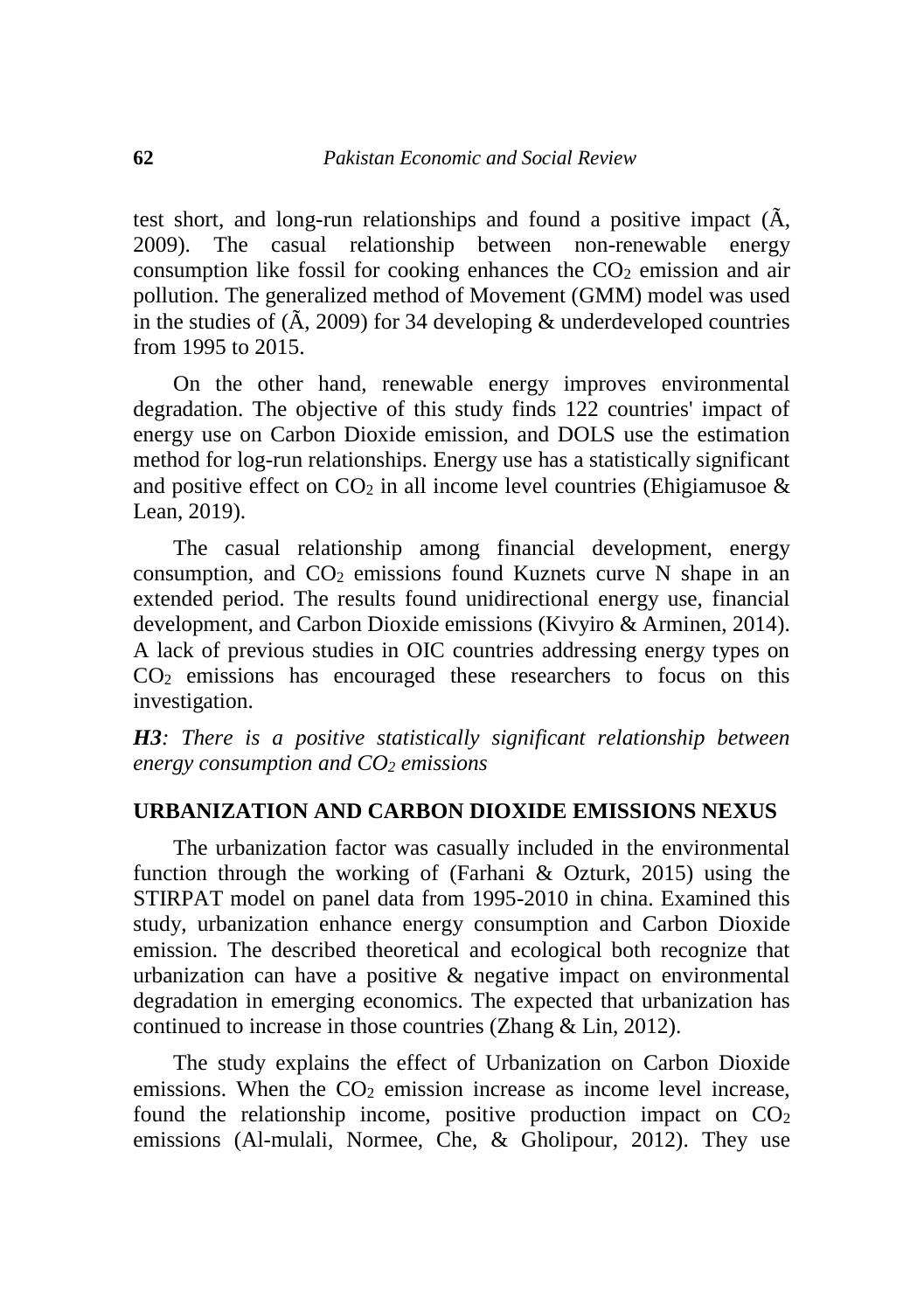test short, and long-run relationships and found a positive impact (Ã, 2009). The casual relationship between non-renewable energy consumption like fossil for cooking enhances the $CO_2$ emission and air pollution. The generalized method of Movement (GMM) model was used in the studies of (Ã, 2009) for 34 developing & underdeveloped countries from 1995 to 2015.

On the other hand, renewable energy improves environmental degradation. The objective of this study finds 122 countries' impact of energy use on Carbon Dioxide emission, and DOLS use the estimation method for log-run relationships. Energy use has a statistically significant and positive effect on $CO_2$ in all income level countries (Ehigiamusoe & Lean, 2019).

The casual relationship among financial development, energy consumption, and $CO_2$ emissions found Kuznets curve N shape in an extended period. The results found unidirectional energy use, financial development, and Carbon Dioxide emissions (Kivyiro & Arminen, 2014). A lack of previous studies in OIC countries addressing energy types on $CO_2$ emissions has encouraged these researchers to focus on this investigation.

***H3**: There is a positive statistically significant relationship between energy consumption and $CO_2$ emissions*

## URBANIZATION AND CARBON DIOXIDE EMISSIONS NEXUS

The urbanization factor was casually included in the environmental function through the working of (Farhani & Ozturk, 2015) using the STIRPAT model on panel data from 1995-2010 in china. Examined this study, urbanization enhance energy consumption and Carbon Dioxide emission. The described theoretical and ecological both recognize that urbanization can have a positive & negative impact on environmental degradation in emerging economics. The expected that urbanization has continued to increase in those countries (Zhang & Lin, 2012).

The study explains the effect of Urbanization on Carbon Dioxide emissions. When the $CO_2$ emission increase as income level increase, found the relationship income, positive production impact on $CO_2$ emissions (Al-mulali, Normee, Che, & Gholipour, 2012). They use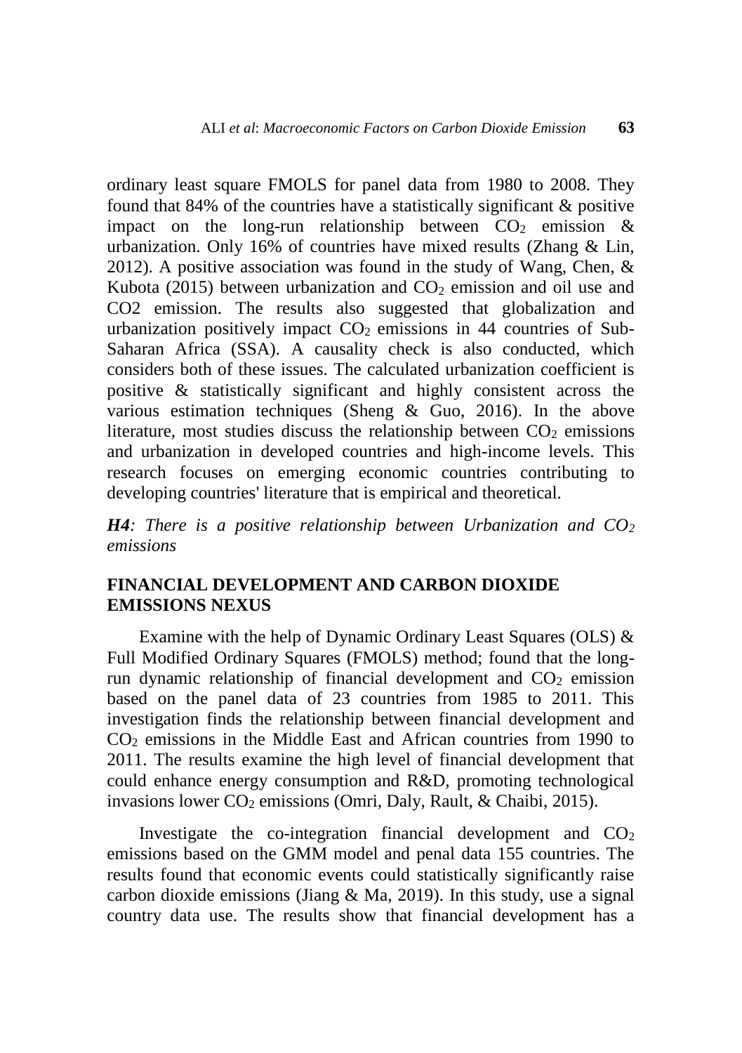ordinary least square FMOLS for panel data from 1980 to 2008. They found that 84% of the countries have a statistically significant & positive impact on the long-run relationship between $CO_2$ emission & urbanization. Only 16% of countries have mixed results (Zhang & Lin, 2012). A positive association was found in the study of Wang, Chen, & Kubota (2015) between urbanization and $CO_2$ emission and oil use and CO2 emission. The results also suggested that globalization and urbanization positively impact $CO_2$ emissions in 44 countries of Sub-Saharan Africa (SSA). A causality check is also conducted, which considers both of these issues. The calculated urbanization coefficient is positive & statistically significant and highly consistent across the various estimation techniques (Sheng & Guo, 2016). In the above literature, most studies discuss the relationship between $CO_2$ emissions and urbanization in developed countries and high-income levels. This research focuses on emerging economic countries contributing to developing countries' literature that is empirical and theoretical.

***H4**: There is a positive relationship between Urbanization and $CO_2$ emissions*

## FINANCIAL DEVELOPMENT AND CARBON DIOXIDE EMISSIONS NEXUS

Examine with the help of Dynamic Ordinary Least Squares (OLS) & Full Modified Ordinary Squares (FMOLS) method; found that the long-run dynamic relationship of financial development and $CO_2$ emission based on the panel data of 23 countries from 1985 to 2011. This investigation finds the relationship between financial development and $CO_2$ emissions in the Middle East and African countries from 1990 to 2011. The results examine the high level of financial development that could enhance energy consumption and R&D, promoting technological invasions lower $CO_2$ emissions (Omri, Daly, Rault, & Chaibi, 2015).

Investigate the co-integration financial development and $CO_2$ emissions based on the GMM model and penal data 155 countries. The results found that economic events could statistically significantly raise carbon dioxide emissions (Jiang & Ma, 2019). In this study, use a signal country data use. The results show that financial development has a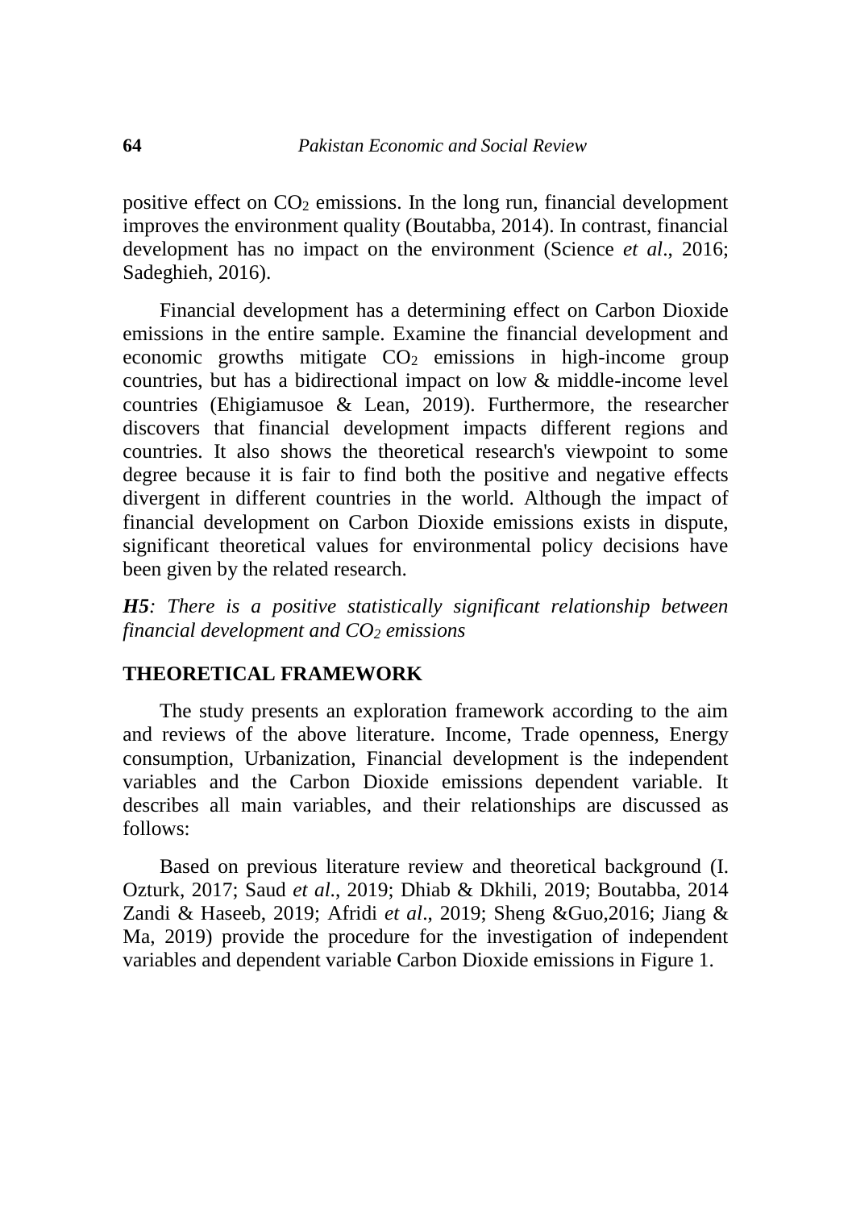positive effect on $CO_2$ emissions. In the long run, financial development improves the environment quality (Boutabba, 2014). In contrast, financial development has no impact on the environment (Science *et al*., 2016; Sadeghieh, 2016).

Financial development has a determining effect on Carbon Dioxide emissions in the entire sample. Examine the financial development and economic growths mitigate $CO_2$ emissions in high-income group countries, but has a bidirectional impact on low & middle-income level countries (Ehigiamusoe & Lean, 2019). Furthermore, the researcher discovers that financial development impacts different regions and countries. It also shows the theoretical research's viewpoint to some degree because it is fair to find both the positive and negative effects divergent in different countries in the world. Although the impact of financial development on Carbon Dioxide emissions exists in dispute, significant theoretical values for environmental policy decisions have been given by the related research.

***H5****: There is a positive statistically significant relationship between financial development and $CO_2$ emissions*

## THEORETICAL FRAMEWORK

The study presents an exploration framework according to the aim and reviews of the above literature. Income, Trade openness, Energy consumption, Urbanization, Financial development is the independent variables and the Carbon Dioxide emissions dependent variable. It describes all main variables, and their relationships are discussed as follows:

Based on previous literature review and theoretical background (I. Ozturk, 2017; Saud *et al*., 2019; Dhiab & Dkhili, 2019; Boutabba, 2014 Zandi & Haseeb, 2019; Afridi *et al*., 2019; Sheng &Guo,2016; Jiang & Ma, 2019) provide the procedure for the investigation of independent variables and dependent variable Carbon Dioxide emissions in Figure 1.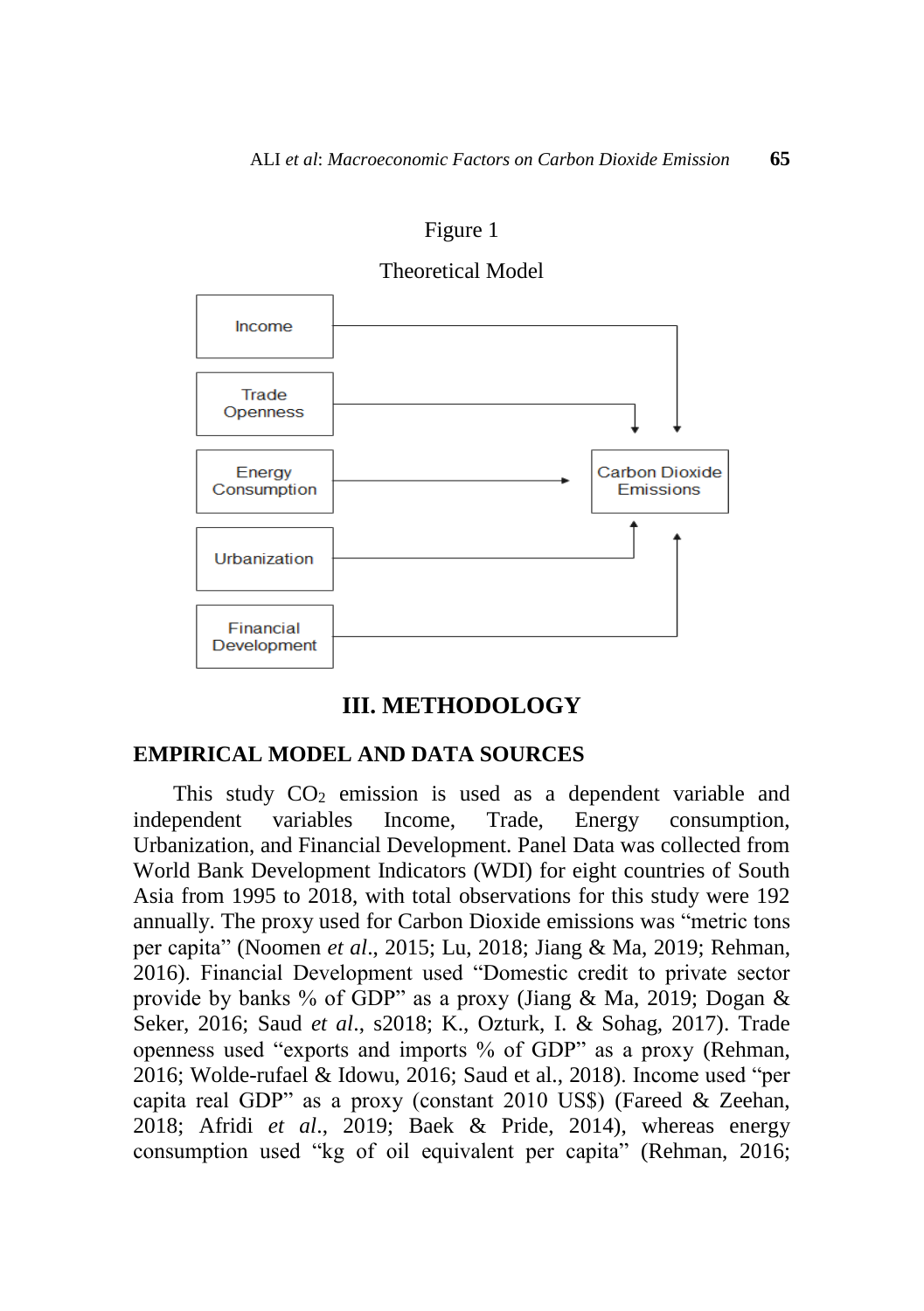Figure 1

Theoretical Model

# III. METHODOLOGY

## EMPIRICAL MODEL AND DATA SOURCES

This study $CO_2$ emission is used as a dependent variable and independent variables Income, Trade, Energy consumption, Urbanization, and Financial Development. Panel Data was collected from World Bank Development Indicators (WDI) for eight countries of South Asia from 1995 to 2018, with total observations for this study were 192 annually. The proxy used for Carbon Dioxide emissions was "metric tons per capita" (Noomen *et al*., 2015; Lu, 2018; Jiang & Ma, 2019; Rehman, 2016). Financial Development used "Domestic credit to private sector provide by banks % of GDP" as a proxy (Jiang & Ma, 2019; Dogan & Seker, 2016; Saud *et al*., s2018; K., Ozturk, I. & Sohag, 2017). Trade openness used "exports and imports % of GDP" as a proxy (Rehman, 2016; Wolde-rufael & Idowu, 2016; Saud et al., 2018). Income used "per capita real GDP" as a proxy (constant 2010 US$) (Fareed & Zeehan, 2018; Afridi *et al*., 2019; Baek & Pride, 2014), whereas energy consumption used "kg of oil equivalent per capita" (Rehman, 2016;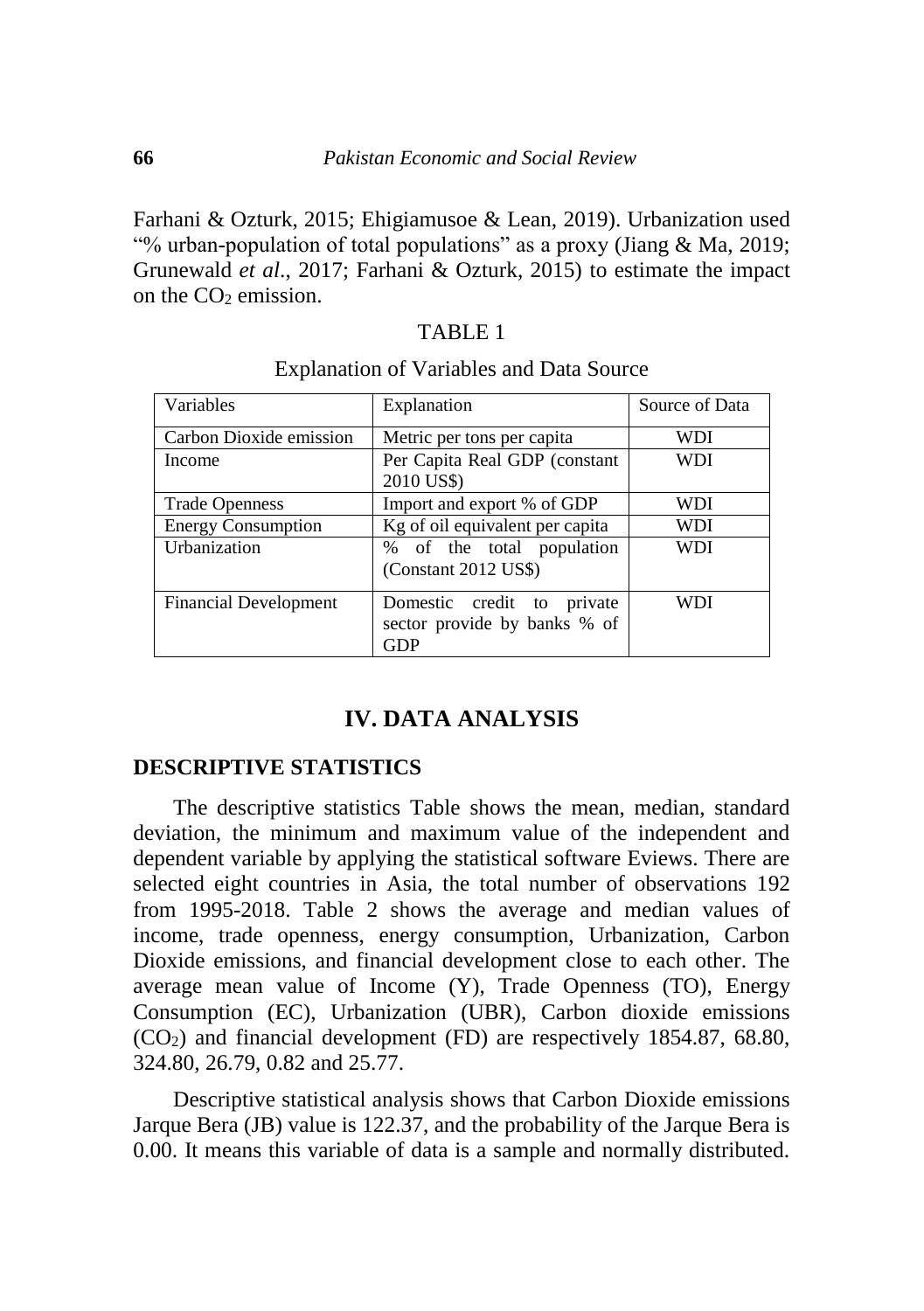Farhani & Ozturk, 2015; Ehigiamusoe & Lean, 2019). Urbanization used "% urban-population of total populations" as a proxy (Jiang & Ma, 2019; Grunewald *et al*., 2017; Farhani & Ozturk, 2015) to estimate the impact on the $CO_2$ emission.

TABLE 1

Explanation of Variables and Data Source

| Variables | Explanation | Source of Data |
|---|---|---|
| Carbon Dioxide emission | Metric per tons per capita | WDI |
| Income | Per Capita Real GDP (constant 2010 US$) | WDI |
| Trade Openness | Import and export % of GDP | WDI |
| Energy Consumption | Kg of oil equivalent per capita | WDI |
| Urbanization | % of the total population (Constant 2012 US$) | WDI |
| Financial Development | Domestic credit to private sector provide by banks % of GDP | WDI |

## IV. DATA ANALYSIS

### DESCRIPTIVE STATISTICS

The descriptive statistics Table shows the mean, median, standard deviation, the minimum and maximum value of the independent and dependent variable by applying the statistical software Eviews. There are selected eight countries in Asia, the total number of observations 192 from 1995-2018. Table 2 shows the average and median values of income, trade openness, energy consumption, Urbanization, Carbon Dioxide emissions, and financial development close to each other. The average mean value of Income (Y), Trade Openness (TO), Energy Consumption (EC), Urbanization (UBR), Carbon dioxide emissions ($CO_2$) and financial development (FD) are respectively 1854.87, 68.80, 324.80, 26.79, 0.82 and 25.77.

Descriptive statistical analysis shows that Carbon Dioxide emissions Jarque Bera (JB) value is 122.37, and the probability of the Jarque Bera is 0.00. It means this variable of data is a sample and normally distributed.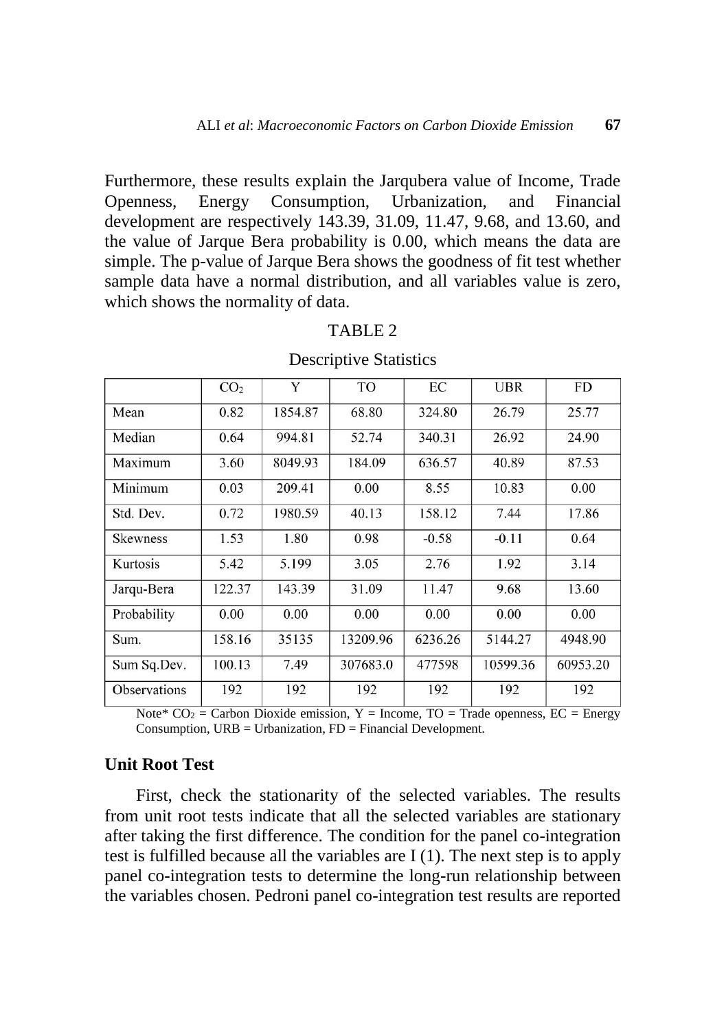Furthermore, these results explain the Jarqubera value of Income, Trade Openness, Energy Consumption, Urbanization, and Financial development are respectively 143.39, 31.09, 11.47, 9.68, and 13.60, and the value of Jarque Bera probability is 0.00, which means the data are simple. The p-value of Jarque Bera shows the goodness of fit test whether sample data have a normal distribution, and all variables value is zero, which shows the normality of data.

TABLE 2

Descriptive Statistics

| | $CO_2$ | Y | TO | EC | UBR | FD |
|---|---|---|---|---|---|---|
| Mean | 0.82 | 1854.87 | 68.80 | 324.80 | 26.79 | 25.77 |
| Median | 0.64 | 994.81 | 52.74 | 340.31 | 26.92 | 24.90 |
| Maximum | 3.60 | 8049.93 | 184.09 | 636.57 | 40.89 | 87.53 |
| Minimum | 0.03 | 209.41 | 0.00 | 8.55 | 10.83 | 0.00 |
| Std. Dev. | 0.72 | 1980.59 | 40.13 | 158.12 | 7.44 | 17.86 |
| Skewness | 1.53 | 1.80 | 0.98 | -0.58 | -0.11 | 0.64 |
| Kurtosis | 5.42 | 5.199 | 3.05 | 2.76 | 1.92 | 3.14 |
| Jarqu-Bera | 122.37 | 143.39 | 31.09 | 11.47 | 9.68 | 13.60 |
| Probability | 0.00 | 0.00 | 0.00 | 0.00 | 0.00 | 0.00 |
| Sum. | 158.16 | 35135 | 13209.96 | 6236.26 | 5144.27 | 4948.90 |
| Sum Sq.Dev. | 100.13 | 7.49 | 307683.0 | 477598 | 10599.36 | 60953.20 |
| Observations | 192 | 192 | 192 | 192 | 192 | 192 |

Note* $CO_2$ = Carbon Dioxide emission, Y = Income, TO = Trade openness, EC = Energy Consumption, URB = Urbanization, FD = Financial Development.

### Unit Root Test

First, check the stationarity of the selected variables. The results from unit root tests indicate that all the selected variables are stationary after taking the first difference. The condition for the panel co-integration test is fulfilled because all the variables are I (1). The next step is to apply panel co-integration tests to determine the long-run relationship between the variables chosen. Pedroni panel co-integration test results are reported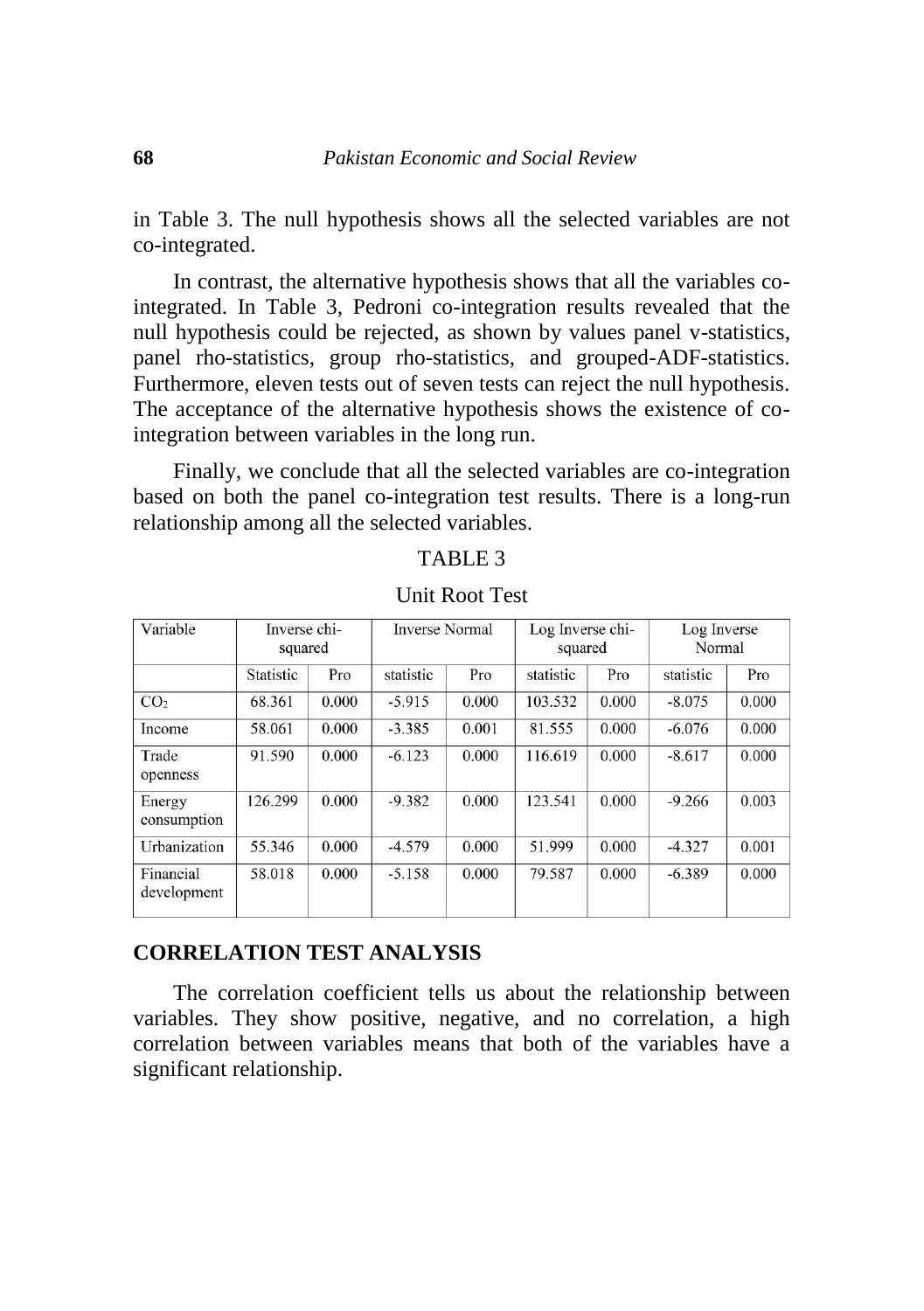in Table 3. The null hypothesis shows all the selected variables are not co-integrated.

In contrast, the alternative hypothesis shows that all the variables co-integrated. In Table 3, Pedroni co-integration results revealed that the null hypothesis could be rejected, as shown by values panel v-statistics, panel rho-statistics, group rho-statistics, and grouped-ADF-statistics. Furthermore, eleven tests out of seven tests can reject the null hypothesis. The acceptance of the alternative hypothesis shows the existence of co-integration between variables in the long run.

Finally, we conclude that all the selected variables are co-integration based on both the panel co-integration test results. There is a long-run relationship among all the selected variables.

TABLE 3

Unit Root Test

| Variable | Inverse chi-squared | | Inverse Normal | | Log Inverse chi-squared | | Log Inverse Normal | |
|---|---|---|---|---|---|---|---|---|
| | Statistic | Pro | statistic | Pro | statistic | Pro | statistic | Pro |
| $CO_2$ | 68.361 | 0.000 | -5.915 | 0.000 | 103.532 | 0.000 | -8.075 | 0.000 |
| Income | 58.061 | 0.000 | -3.385 | 0.001 | 81.555 | 0.000 | -6.076 | 0.000 |
| Trade openness | 91.590 | 0.000 | -6.123 | 0.000 | 116.619 | 0.000 | -8.617 | 0.000 |
| Energy consumption | 126.299 | 0.000 | -9.382 | 0.000 | 123.541 | 0.000 | -9.266 | 0.003 |
| Urbanization | 55.346 | 0.000 | -4.579 | 0.000 | 51.999 | 0.000 | -4.327 | 0.001 |
| Financial development | 58.018 | 0.000 | -5.158 | 0.000 | 79.587 | 0.000 | -6.389 | 0.000 |

## CORRELATION TEST ANALYSIS

The correlation coefficient tells us about the relationship between variables. They show positive, negative, and no correlation, a high correlation between variables means that both of the variables have a significant relationship.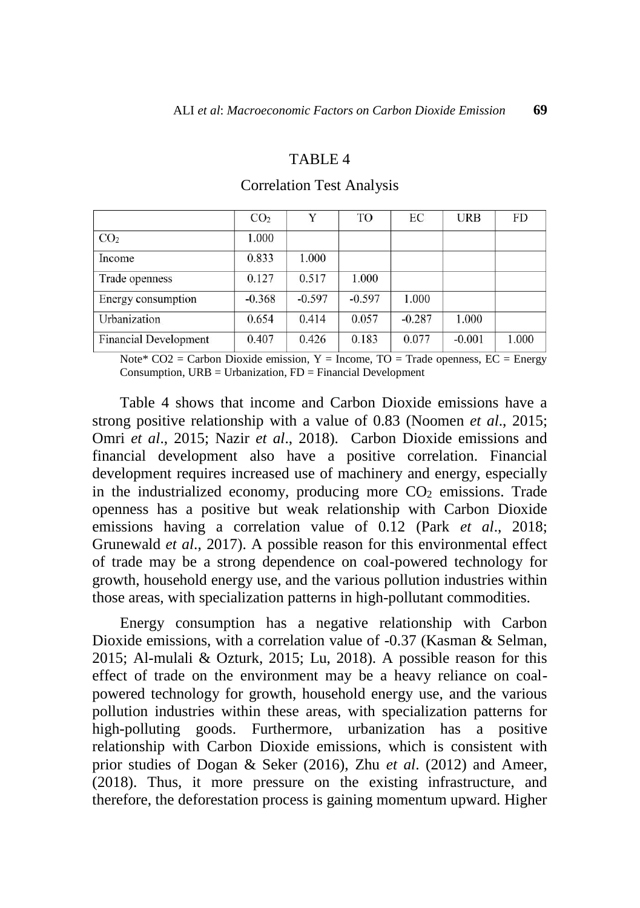TABLE 4

Correlation Test Analysis

| | $CO_2$ | Y | TO | EC | URB | FD |
|---|---|---|---|---|---|---|
| $CO_2$ | 1.000 | | | | | |
| Income | 0.833 | 1.000 | | | | |
| Trade openness | 0.127 | 0.517 | 1.000 | | | |
| Energy consumption | -0.368 | -0.597 | -0.597 | 1.000 | | |
| Urbanization | 0.654 | 0.414 | 0.057 | -0.287 | 1.000 | |
| Financial Development | 0.407 | 0.426 | 0.183 | 0.077 | -0.001 | 1.000 |

Note* CO2 = Carbon Dioxide emission, Y = Income, TO = Trade openness, EC = Energy Consumption, URB = Urbanization, FD = Financial Development

Table 4 shows that income and Carbon Dioxide emissions have a strong positive relationship with a value of 0.83 (Noomen *et al*., 2015; Omri *et al*., 2015; Nazir *et al*., 2018). Carbon Dioxide emissions and financial development also have a positive correlation. Financial development requires increased use of machinery and energy, especially in the industrialized economy, producing more $CO_2$ emissions. Trade openness has a positive but weak relationship with Carbon Dioxide emissions having a correlation value of 0.12 (Park *et al*., 2018; Grunewald *et al*., 2017). A possible reason for this environmental effect of trade may be a strong dependence on coal-powered technology for growth, household energy use, and the various pollution industries within those areas, with specialization patterns in high-pollutant commodities.

Energy consumption has a negative relationship with Carbon Dioxide emissions, with a correlation value of -0.37 (Kasman & Selman, 2015; Al-mulali & Ozturk, 2015; Lu, 2018). A possible reason for this effect of trade on the environment may be a heavy reliance on coal-powered technology for growth, household energy use, and the various pollution industries within these areas, with specialization patterns for high-polluting goods. Furthermore, urbanization has a positive relationship with Carbon Dioxide emissions, which is consistent with prior studies of Dogan & Seker (2016), Zhu *et al*. (2012) and Ameer, (2018). Thus, it more pressure on the existing infrastructure, and therefore, the deforestation process is gaining momentum upward. Higher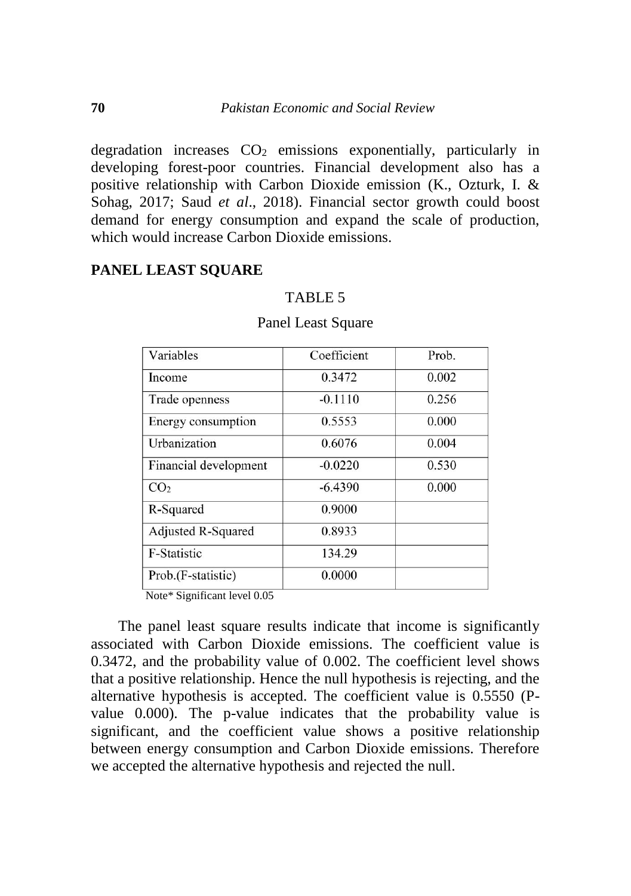degradation increases $CO_2$ emissions exponentially, particularly in developing forest-poor countries. Financial development also has a positive relationship with Carbon Dioxide emission (K., Ozturk, I. & Sohag, 2017; Saud *et al*., 2018). Financial sector growth could boost demand for energy consumption and expand the scale of production, which would increase Carbon Dioxide emissions.

## PANEL LEAST SQUARE

TABLE 5

Panel Least Square

| Variables | Coefficient | Prob. |
|---|---|---|
| Income | 0.3472 | 0.002 |
| Trade openness | -0.1110 | 0.256 |
| Energy consumption | 0.5553 | 0.000 |
| Urbanization | 0.6076 | 0.004 |
| Financial development | -0.0220 | 0.530 |
| $CO_2$ | -6.4390 | 0.000 |
| R-Squared | 0.9000 | |
| Adjusted R-Squared | 0.8933 | |
| F-Statistic | 134.29 | |
| Prob.(F-statistic) | 0.0000 | |

Note* Significant level 0.05

The panel least square results indicate that income is significantly associated with Carbon Dioxide emissions. The coefficient value is 0.3472, and the probability value of 0.002. The coefficient level shows that a positive relationship. Hence the null hypothesis is rejecting, and the alternative hypothesis is accepted. The coefficient value is 0.5550 (P-value 0.000). The p-value indicates that the probability value is significant, and the coefficient value shows a positive relationship between energy consumption and Carbon Dioxide emissions. Therefore we accepted the alternative hypothesis and rejected the null.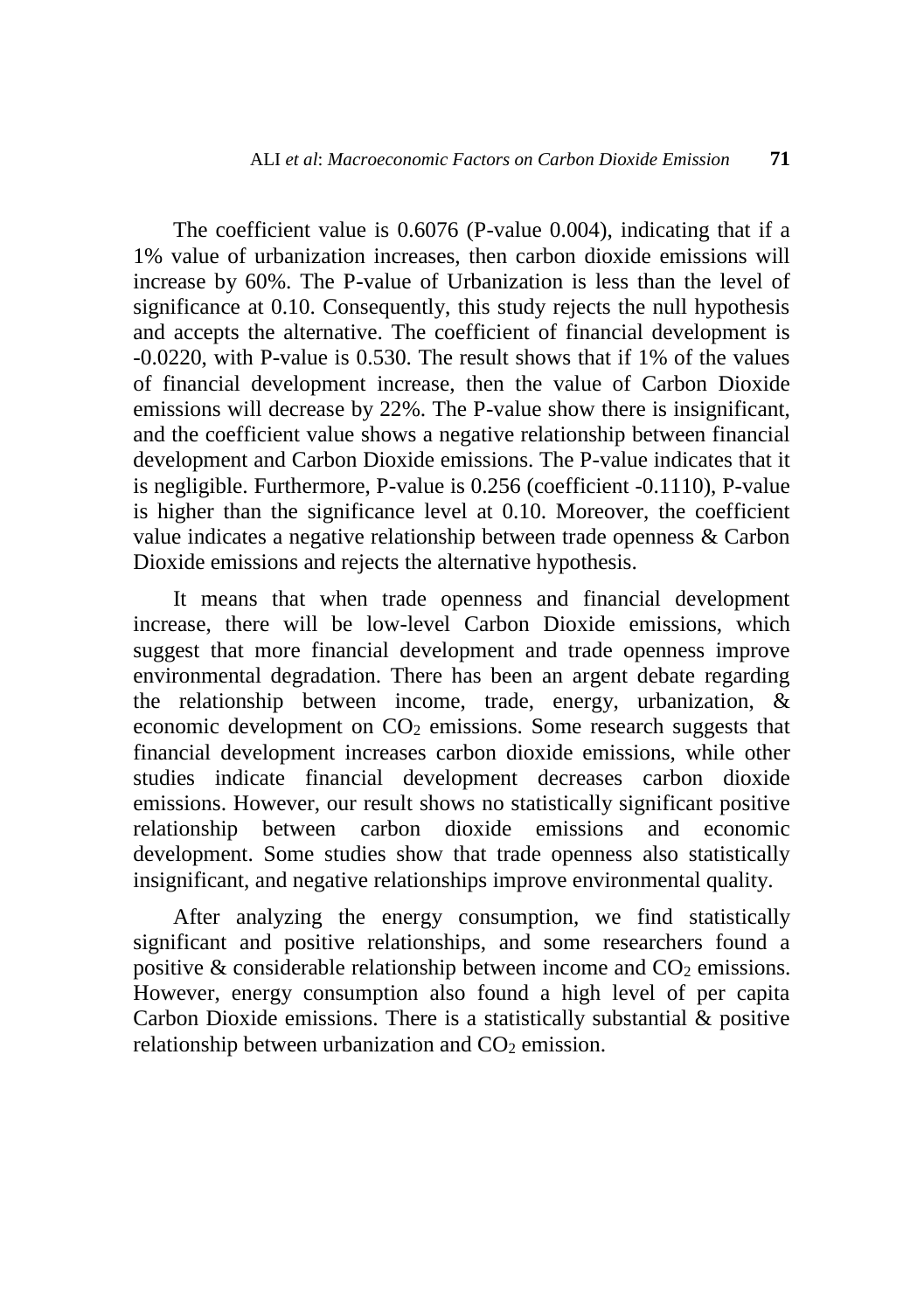The coefficient value is 0.6076 (P-value 0.004), indicating that if a 1% value of urbanization increases, then carbon dioxide emissions will increase by 60%. The P-value of Urbanization is less than the level of significance at 0.10. Consequently, this study rejects the null hypothesis and accepts the alternative. The coefficient of financial development is -0.0220, with P-value is 0.530. The result shows that if 1% of the values of financial development increase, then the value of Carbon Dioxide emissions will decrease by 22%. The P-value show there is insignificant, and the coefficient value shows a negative relationship between financial development and Carbon Dioxide emissions. The P-value indicates that it is negligible. Furthermore, P-value is 0.256 (coefficient -0.1110), P-value is higher than the significance level at 0.10. Moreover, the coefficient value indicates a negative relationship between trade openness & Carbon Dioxide emissions and rejects the alternative hypothesis.

It means that when trade openness and financial development increase, there will be low-level Carbon Dioxide emissions, which suggest that more financial development and trade openness improve environmental degradation. There has been an argent debate regarding the relationship between income, trade, energy, urbanization, & economic development on $CO_2$ emissions. Some research suggests that financial development increases carbon dioxide emissions, while other studies indicate financial development decreases carbon dioxide emissions. However, our result shows no statistically significant positive relationship between carbon dioxide emissions and economic development. Some studies show that trade openness also statistically insignificant, and negative relationships improve environmental quality.

After analyzing the energy consumption, we find statistically significant and positive relationships, and some researchers found a positive & considerable relationship between income and $CO_2$ emissions. However, energy consumption also found a high level of per capita Carbon Dioxide emissions. There is a statistically substantial & positive relationship between urbanization and $CO_2$ emission.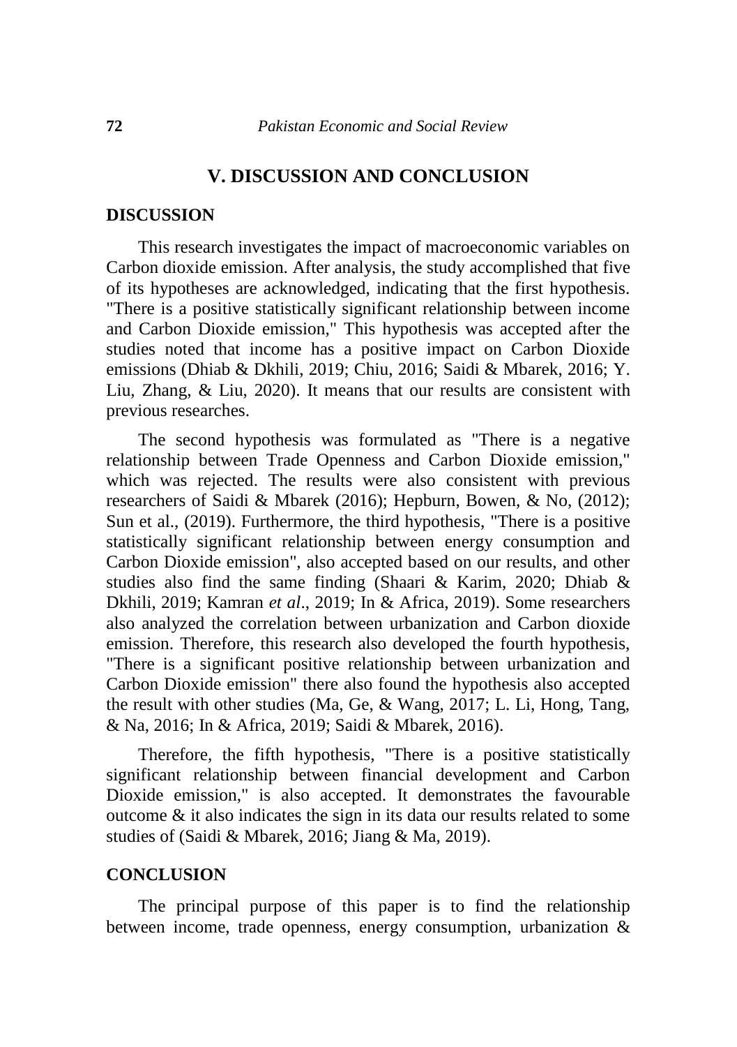## V. DISCUSSION AND CONCLUSION

### DISCUSSION

This research investigates the impact of macroeconomic variables on Carbon dioxide emission. After analysis, the study accomplished that five of its hypotheses are acknowledged, indicating that the first hypothesis. "There is a positive statistically significant relationship between income and Carbon Dioxide emission," This hypothesis was accepted after the studies noted that income has a positive impact on Carbon Dioxide emissions (Dhiab & Dkhili, 2019; Chiu, 2016; Saidi & Mbarek, 2016; Y. Liu, Zhang, & Liu, 2020). It means that our results are consistent with previous researches.

The second hypothesis was formulated as "There is a negative relationship between Trade Openness and Carbon Dioxide emission," which was rejected. The results were also consistent with previous researchers of Saidi & Mbarek (2016); Hepburn, Bowen, & No, (2012); Sun et al., (2019). Furthermore, the third hypothesis, "There is a positive statistically significant relationship between energy consumption and Carbon Dioxide emission", also accepted based on our results, and other studies also find the same finding (Shaari & Karim, 2020; Dhiab & Dkhili, 2019; Kamran *et al*., 2019; In & Africa, 2019). Some researchers also analyzed the correlation between urbanization and Carbon dioxide emission. Therefore, this research also developed the fourth hypothesis, "There is a significant positive relationship between urbanization and Carbon Dioxide emission" there also found the hypothesis also accepted the result with other studies (Ma, Ge, & Wang, 2017; L. Li, Hong, Tang, & Na, 2016; In & Africa, 2019; Saidi & Mbarek, 2016).

Therefore, the fifth hypothesis, "There is a positive statistically significant relationship between financial development and Carbon Dioxide emission," is also accepted. It demonstrates the favourable outcome & it also indicates the sign in its data our results related to some studies of (Saidi & Mbarek, 2016; Jiang & Ma, 2019).

### CONCLUSION

The principal purpose of this paper is to find the relationship between income, trade openness, energy consumption, urbanization &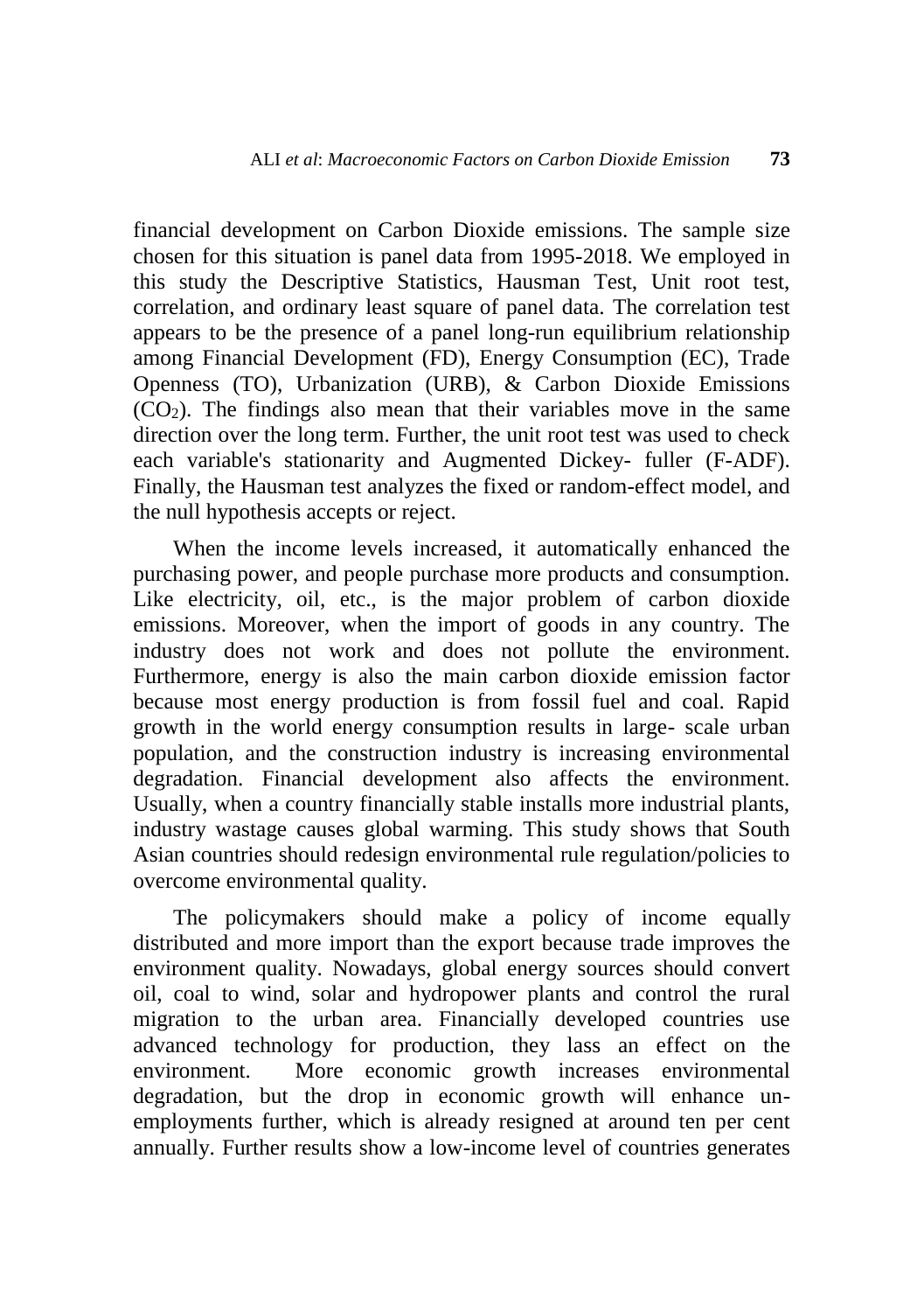financial development on Carbon Dioxide emissions. The sample size chosen for this situation is panel data from 1995-2018. We employed in this study the Descriptive Statistics, Hausman Test, Unit root test, correlation, and ordinary least square of panel data. The correlation test appears to be the presence of a panel long-run equilibrium relationship among Financial Development (FD), Energy Consumption (EC), Trade Openness (TO), Urbanization (URB), & Carbon Dioxide Emissions ($CO_2$). The findings also mean that their variables move in the same direction over the long term. Further, the unit root test was used to check each variable's stationarity and Augmented Dickey- fuller (F-ADF). Finally, the Hausman test analyzes the fixed or random-effect model, and the null hypothesis accepts or reject.

When the income levels increased, it automatically enhanced the purchasing power, and people purchase more products and consumption. Like electricity, oil, etc., is the major problem of carbon dioxide emissions. Moreover, when the import of goods in any country. The industry does not work and does not pollute the environment. Furthermore, energy is also the main carbon dioxide emission factor because most energy production is from fossil fuel and coal. Rapid growth in the world energy consumption results in large- scale urban population, and the construction industry is increasing environmental degradation. Financial development also affects the environment. Usually, when a country financially stable installs more industrial plants, industry wastage causes global warming. This study shows that South Asian countries should redesign environmental rule regulation/policies to overcome environmental quality.

The policymakers should make a policy of income equally distributed and more import than the export because trade improves the environment quality. Nowadays, global energy sources should convert oil, coal to wind, solar and hydropower plants and control the rural migration to the urban area. Financially developed countries use advanced technology for production, they lass an effect on the environment. More economic growth increases environmental degradation, but the drop in economic growth will enhance un-employments further, which is already resigned at around ten per cent annually. Further results show a low-income level of countries generates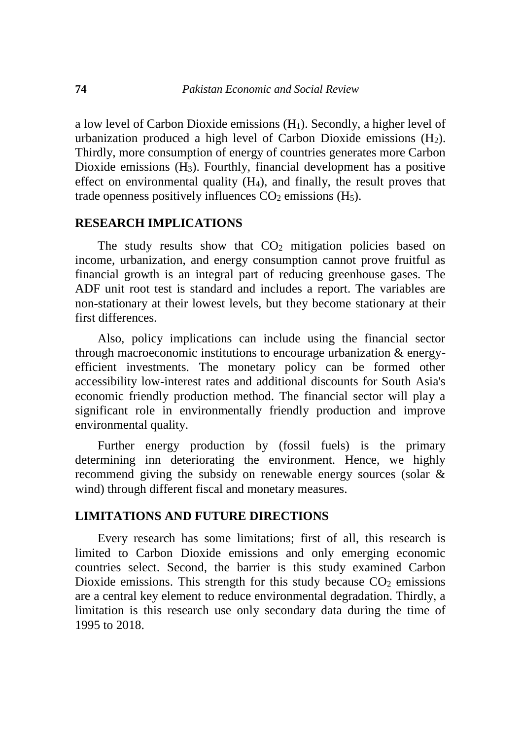a low level of Carbon Dioxide emissions ($H_1$). Secondly, a higher level of urbanization produced a high level of Carbon Dioxide emissions ($H_2$). Thirdly, more consumption of energy of countries generates more Carbon Dioxide emissions ($H_3$). Fourthly, financial development has a positive effect on environmental quality ($H_4$), and finally, the result proves that trade openness positively influences $CO_2$ emissions ($H_5$).

## RESEARCH IMPLICATIONS

The study results show that $CO_2$ mitigation policies based on income, urbanization, and energy consumption cannot prove fruitful as financial growth is an integral part of reducing greenhouse gases. The ADF unit root test is standard and includes a report. The variables are non-stationary at their lowest levels, but they become stationary at their first differences.

Also, policy implications can include using the financial sector through macroeconomic institutions to encourage urbanization & energy-efficient investments. The monetary policy can be formed other accessibility low-interest rates and additional discounts for South Asia's economic friendly production method. The financial sector will play a significant role in environmentally friendly production and improve environmental quality.

Further energy production by (fossil fuels) is the primary determining inn deteriorating the environment. Hence, we highly recommend giving the subsidy on renewable energy sources (solar & wind) through different fiscal and monetary measures.

## LIMITATIONS AND FUTURE DIRECTIONS

Every research has some limitations; first of all, this research is limited to Carbon Dioxide emissions and only emerging economic countries select. Second, the barrier is this study examined Carbon Dioxide emissions. This strength for this study because $CO_2$ emissions are a central key element to reduce environmental degradation. Thirdly, a limitation is this research use only secondary data during the time of 1995 to 2018.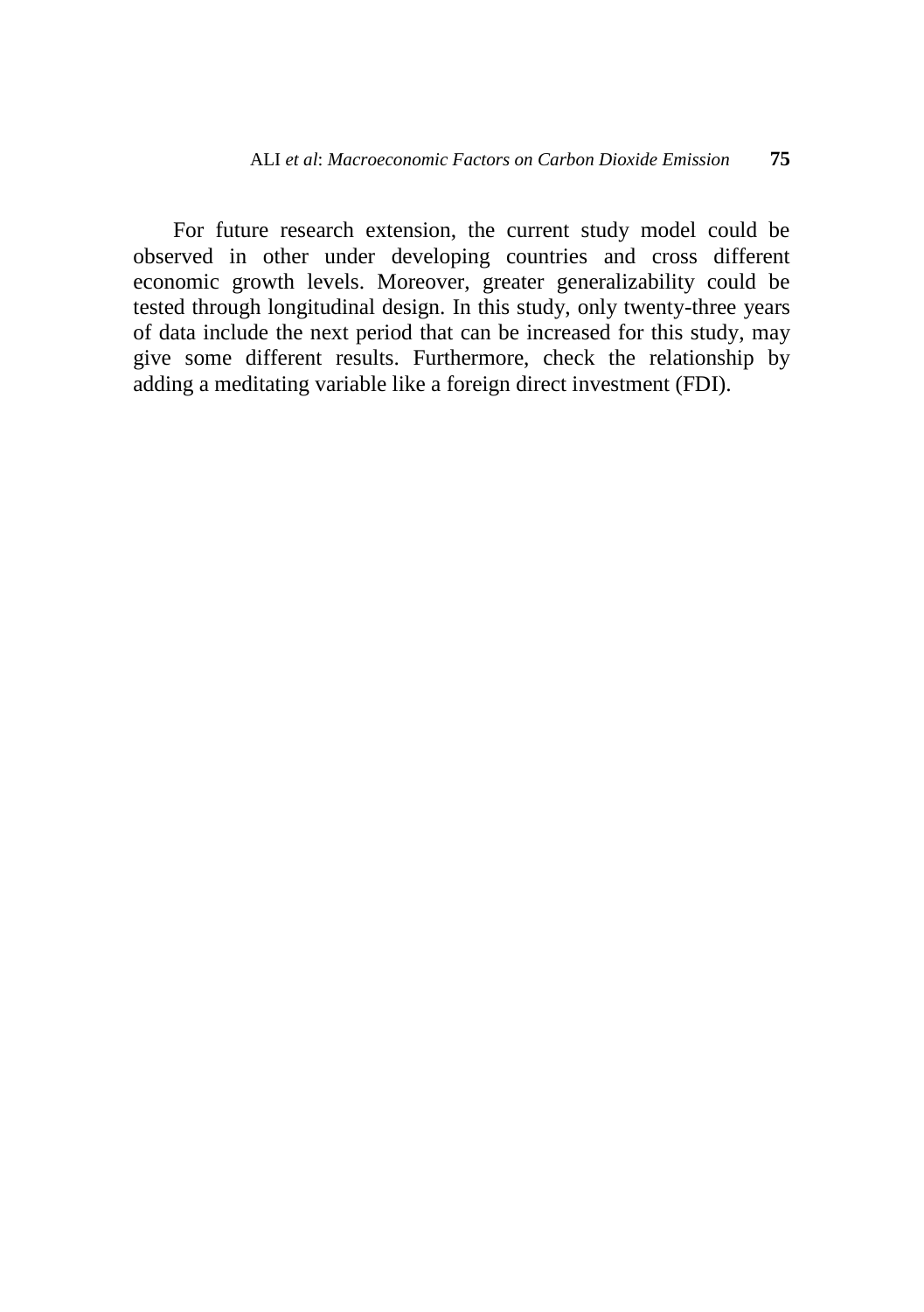For future research extension, the current study model could be observed in other under developing countries and cross different economic growth levels. Moreover, greater generalizability could be tested through longitudinal design. In this study, only twenty-three years of data include the next period that can be increased for this study, may give some different results. Furthermore, check the relationship by adding a meditating variable like a foreign direct investment (FDI).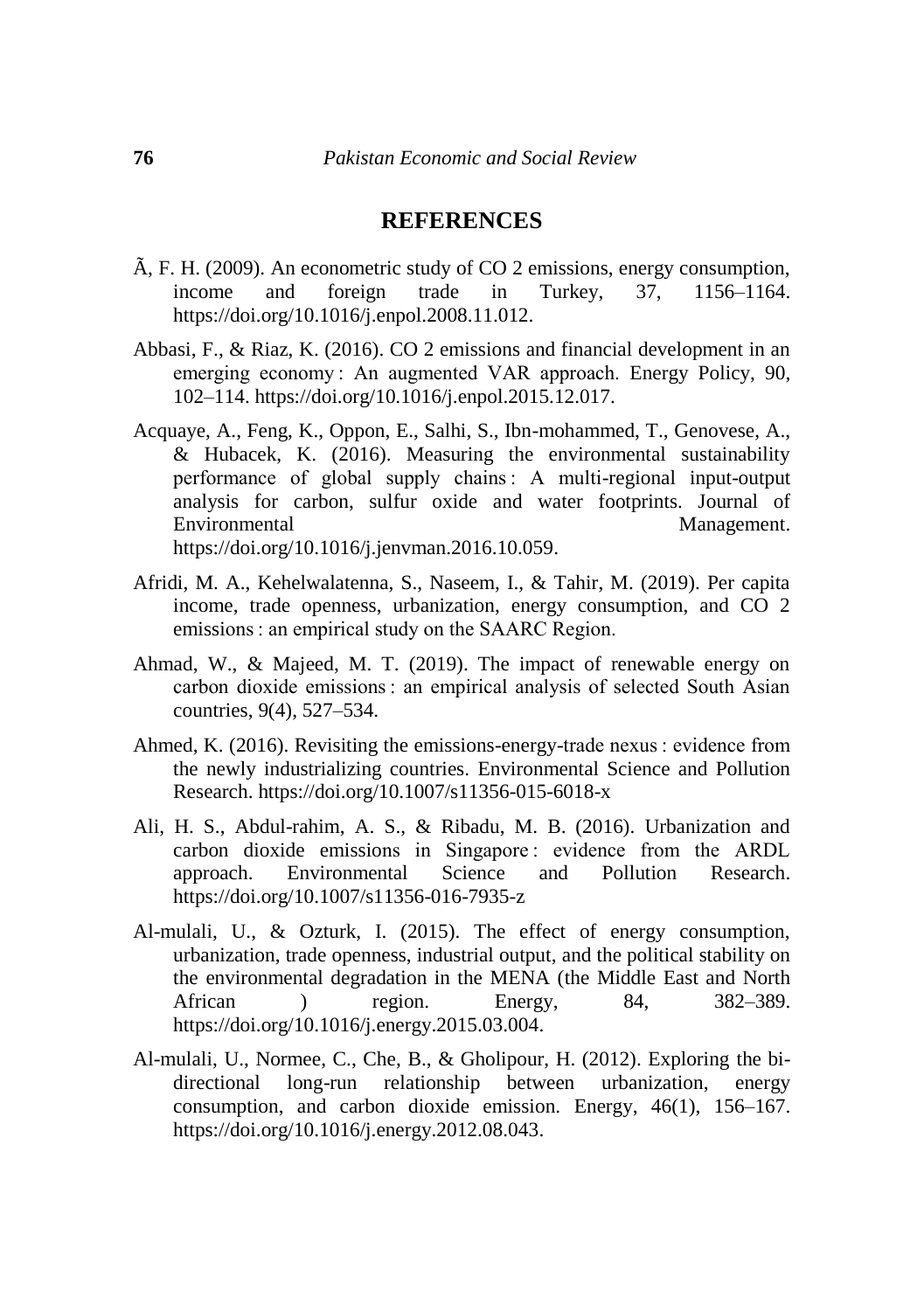## REFERENCES

Ã, F. H. (2009). An econometric study of $CO_2$ emissions, energy consumption, income and foreign trade in Turkey, 37, 1156–1164. https://doi.org/10.1016/j.enpol.2008.11.012.

Abbasi, F., & Riaz, K. (2016). $CO_2$ emissions and financial development in an emerging economy : An augmented VAR approach. Energy Policy, 90, 102–114. https://doi.org/10.1016/j.enpol.2015.12.017.

Acquaye, A., Feng, K., Oppon, E., Salhi, S., Ibn-mohammed, T., Genovese, A., & Hubacek, K. (2016). Measuring the environmental sustainability performance of global supply chains : A multi-regional input-output analysis for carbon, sulfur oxide and water footprints. Journal of Environmental Management. https://doi.org/10.1016/j.jenvman.2016.10.059.

Afridi, M. A., Kehelwalatenna, S., Naseem, I., & Tahir, M. (2019). Per capita income, trade openness, urbanization, energy consumption, and $CO_2$ emissions : an empirical study on the SAARC Region.

Ahmad, W., & Majeed, M. T. (2019). The impact of renewable energy on carbon dioxide emissions : an empirical analysis of selected South Asian countries, 9(4), 527–534.

Ahmed, K. (2016). Revisiting the emissions-energy-trade nexus : evidence from the newly industrializing countries. Environmental Science and Pollution Research. https://doi.org/10.1007/s11356-015-6018-x

Ali, H. S., Abdul-rahim, A. S., & Ribadu, M. B. (2016). Urbanization and carbon dioxide emissions in Singapore : evidence from the ARDL approach. Environmental Science and Pollution Research. https://doi.org/10.1007/s11356-016-7935-z

Al-mulali, U., & Ozturk, I. (2015). The effect of energy consumption, urbanization, trade openness, industrial output, and the political stability on the environmental degradation in the MENA (the Middle East and North African ) region. Energy, 84, 382–389. https://doi.org/10.1016/j.energy.2015.03.004.

Al-mulali, U., Normee, C., Che, B., & Gholipour, H. (2012). Exploring the bi-directional long-run relationship between urbanization, energy consumption, and carbon dioxide emission. Energy, 46(1), 156–167. https://doi.org/10.1016/j.energy.2012.08.043.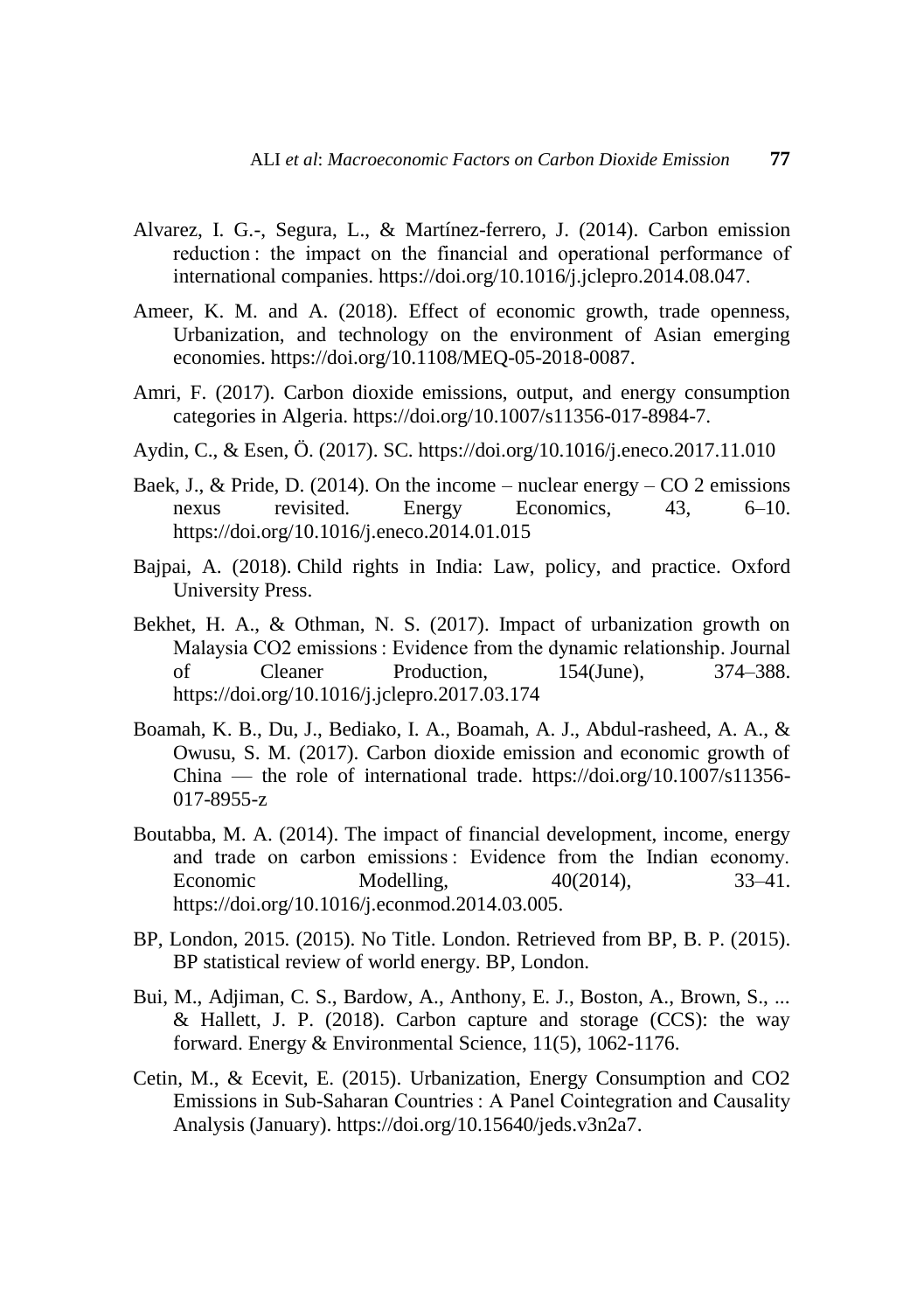Alvarez, I. G.-, Segura, L., & Martínez-ferrero, J. (2014). Carbon emission reduction : the impact on the financial and operational performance of international companies. https://doi.org/10.1016/j.jclepro.2014.08.047.

Ameer, K. M. and A. (2018). Effect of economic growth, trade openness, Urbanization, and technology on the environment of Asian emerging economies. https://doi.org/10.1108/MEQ-05-2018-0087.

Amri, F. (2017). Carbon dioxide emissions, output, and energy consumption categories in Algeria. https://doi.org/10.1007/s11356-017-8984-7.

Aydin, C., & Esen, Ö. (2017). SC. https://doi.org/10.1016/j.eneco.2017.11.010

Baek, J., & Pride, D. (2014). On the income – nuclear energy – CO 2 emissions nexus revisited. Energy Economics, 43, 6–10. https://doi.org/10.1016/j.eneco.2014.01.015

Bajpai, A. (2018). Child rights in India: Law, policy, and practice. Oxford University Press.

Bekhet, H. A., & Othman, N. S. (2017). Impact of urbanization growth on Malaysia CO2 emissions : Evidence from the dynamic relationship. Journal of Cleaner Production, 154(June), 374–388. https://doi.org/10.1016/j.jclepro.2017.03.174

Boamah, K. B., Du, J., Bediako, I. A., Boamah, A. J., Abdul-rasheed, A. A., & Owusu, S. M. (2017). Carbon dioxide emission and economic growth of China — the role of international trade. https://doi.org/10.1007/s11356-017-8955-z

Boutabba, M. A. (2014). The impact of financial development, income, energy and trade on carbon emissions : Evidence from the Indian economy. Economic Modelling, 40(2014), 33–41. https://doi.org/10.1016/j.econmod.2014.03.005.

BP, London, 2015. (2015). No Title. London. Retrieved from BP, B. P. (2015). BP statistical review of world energy. BP, London.

Bui, M., Adjiman, C. S., Bardow, A., Anthony, E. J., Boston, A., Brown, S., ... & Hallett, J. P. (2018). Carbon capture and storage (CCS): the way forward. Energy & Environmental Science, 11(5), 1062-1176.

Cetin, M., & Ecevit, E. (2015). Urbanization, Energy Consumption and CO2 Emissions in Sub-Saharan Countries : A Panel Cointegration and Causality Analysis (January). https://doi.org/10.15640/jeds.v3n2a7.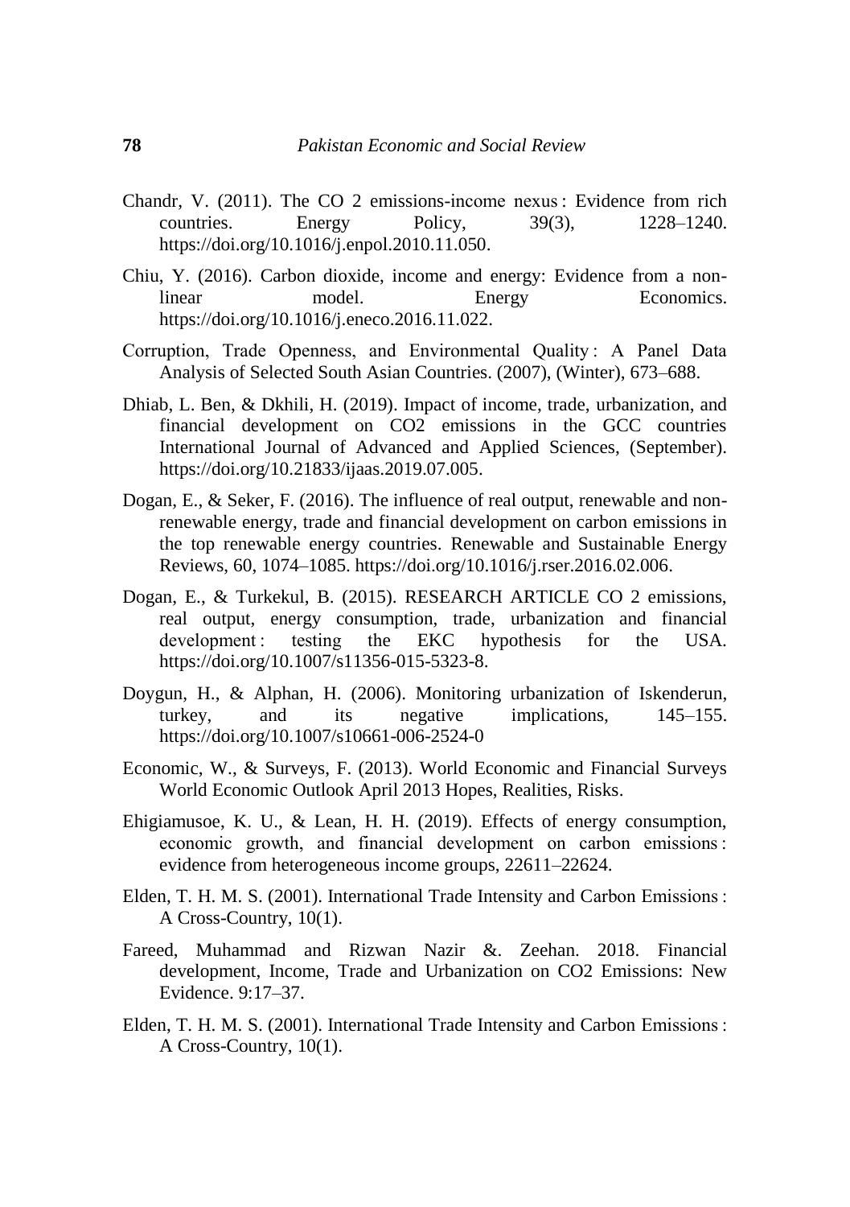Chandr, V. (2011). The CO 2 emissions-income nexus : Evidence from rich countries. Energy Policy, 39(3), 1228–1240. https://doi.org/10.1016/j.enpol.2010.11.050.

Chiu, Y. (2016). Carbon dioxide, income and energy: Evidence from a non-linear model. Energy Economics. https://doi.org/10.1016/j.eneco.2016.11.022.

Corruption, Trade Openness, and Environmental Quality : A Panel Data Analysis of Selected South Asian Countries. (2007), (Winter), 673–688.

Dhiab, L. Ben, & Dkhili, H. (2019). Impact of income, trade, urbanization, and financial development on CO2 emissions in the GCC countries International Journal of Advanced and Applied Sciences, (September). https://doi.org/10.21833/ijaas.2019.07.005.

Dogan, E., & Seker, F. (2016). The influence of real output, renewable and non-renewable energy, trade and financial development on carbon emissions in the top renewable energy countries. Renewable and Sustainable Energy Reviews, 60, 1074–1085. https://doi.org/10.1016/j.rser.2016.02.006.

Dogan, E., & Turkekul, B. (2015). RESEARCH ARTICLE CO 2 emissions, real output, energy consumption, trade, urbanization and financial development : testing the EKC hypothesis for the USA. https://doi.org/10.1007/s11356-015-5323-8.

Doygun, H., & Alphan, H. (2006). Monitoring urbanization of Iskenderun, turkey, and its negative implications, 145–155. https://doi.org/10.1007/s10661-006-2524-0

Economic, W., & Surveys, F. (2013). World Economic and Financial Surveys World Economic Outlook April 2013 Hopes, Realities, Risks.

Ehigiamusoe, K. U., & Lean, H. H. (2019). Effects of energy consumption, economic growth, and financial development on carbon emissions : evidence from heterogeneous income groups, 22611–22624.

Elden, T. H. M. S. (2001). International Trade Intensity and Carbon Emissions : A Cross-Country, 10(1).

Fareed, Muhammad and Rizwan Nazir &. Zeehan. 2018. Financial development, Income, Trade and Urbanization on CO2 Emissions: New Evidence. 9:17–37.

Elden, T. H. M. S. (2001). International Trade Intensity and Carbon Emissions : A Cross-Country, 10(1).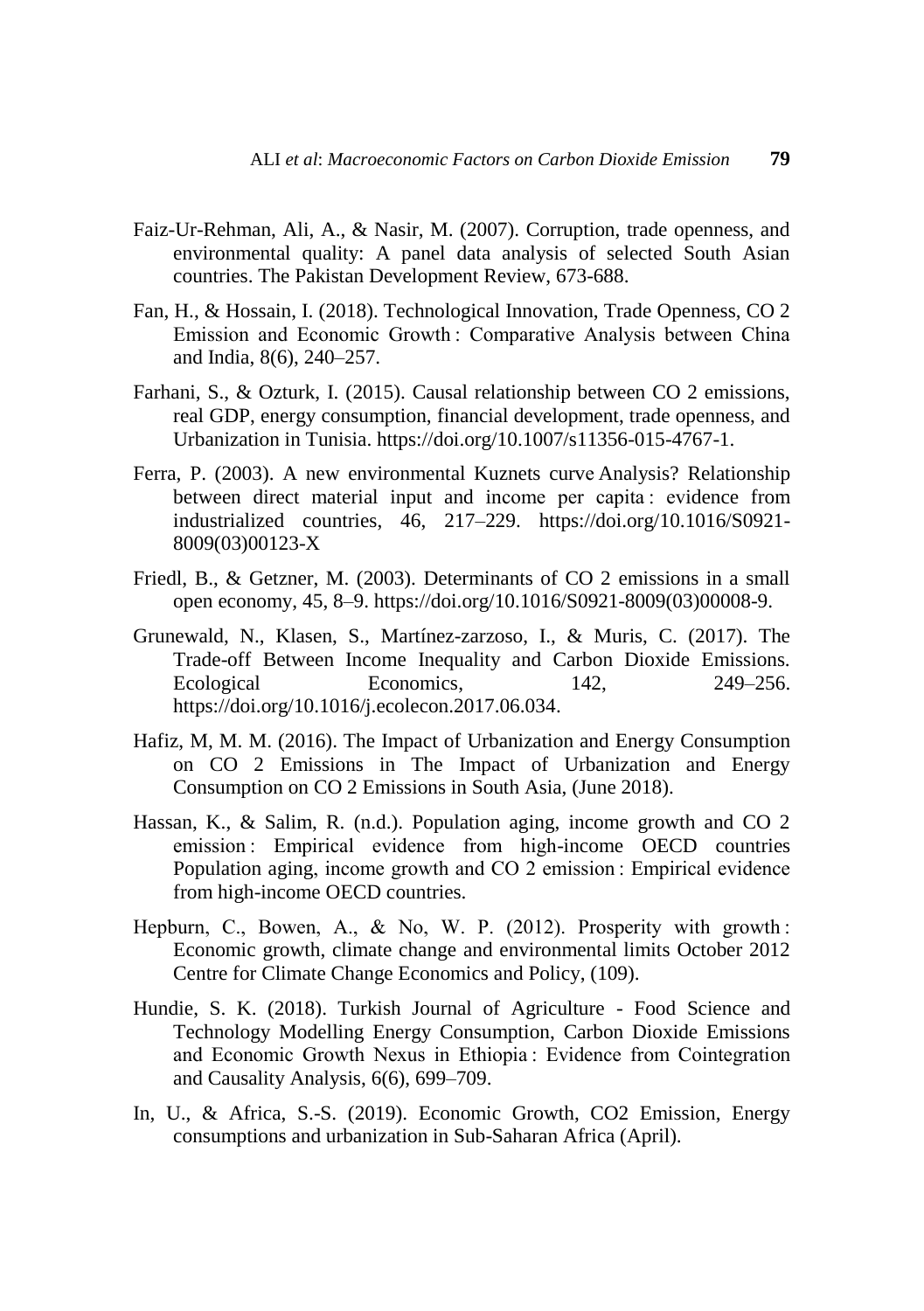Faiz-Ur-Rehman, Ali, A., & Nasir, M. (2007). Corruption, trade openness, and environmental quality: A panel data analysis of selected South Asian countries. The Pakistan Development Review, 673-688.

Fan, H., & Hossain, I. (2018). Technological Innovation, Trade Openness, CO 2 Emission and Economic Growth : Comparative Analysis between China and India, 8(6), 240–257.

Farhani, S., & Ozturk, I. (2015). Causal relationship between CO 2 emissions, real GDP, energy consumption, financial development, trade openness, and Urbanization in Tunisia. https://doi.org/10.1007/s11356-015-4767-1.

Ferra, P. (2003). A new environmental Kuznets curve Analysis? Relationship between direct material input and income per capita : evidence from industrialized countries, 46, 217–229. https://doi.org/10.1016/S0921-8009(03)00123-X

Friedl, B., & Getzner, M. (2003). Determinants of CO 2 emissions in a small open economy, 45, 8–9. https://doi.org/10.1016/S0921-8009(03)00008-9.

Grunewald, N., Klasen, S., Martínez-zarzoso, I., & Muris, C. (2017). The Trade-off Between Income Inequality and Carbon Dioxide Emissions. Ecological Economics, 142, 249–256. https://doi.org/10.1016/j.ecolecon.2017.06.034.

Hafiz, M, M. M. (2016). The Impact of Urbanization and Energy Consumption on CO 2 Emissions in The Impact of Urbanization and Energy Consumption on CO 2 Emissions in South Asia, (June 2018).

Hassan, K., & Salim, R. (n.d.). Population aging, income growth and CO 2 emission : Empirical evidence from high-income OECD countries Population aging, income growth and CO 2 emission : Empirical evidence from high-income OECD countries.

Hepburn, C., Bowen, A., & No, W. P. (2012). Prosperity with growth : Economic growth, climate change and environmental limits October 2012 Centre for Climate Change Economics and Policy, (109).

Hundie, S. K. (2018). Turkish Journal of Agriculture - Food Science and Technology Modelling Energy Consumption, Carbon Dioxide Emissions and Economic Growth Nexus in Ethiopia : Evidence from Cointegration and Causality Analysis, 6(6), 699–709.

In, U., & Africa, S.-S. (2019). Economic Growth, CO2 Emission, Energy consumptions and urbanization in Sub-Saharan Africa (April).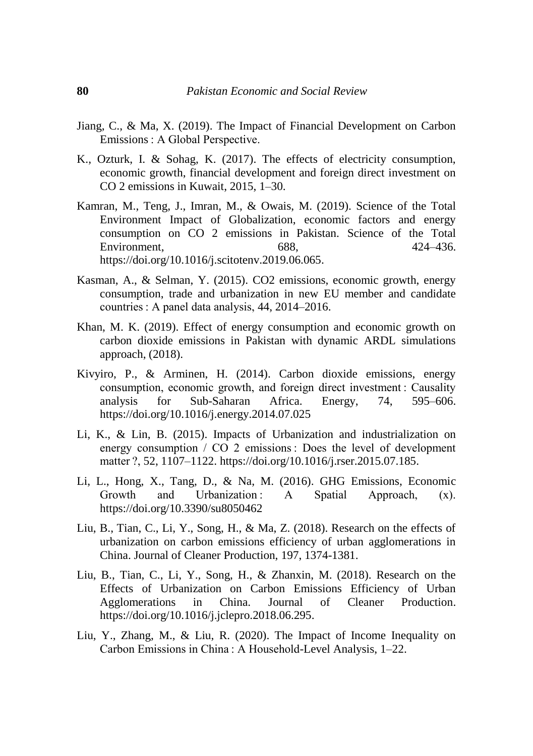Jiang, C., & Ma, X. (2019). The Impact of Financial Development on Carbon Emissions : A Global Perspective.

K., Ozturk, I. & Sohag, K. (2017). The effects of electricity consumption, economic growth, financial development and foreign direct investment on CO 2 emissions in Kuwait, 2015, 1–30.

Kamran, M., Teng, J., Imran, M., & Owais, M. (2019). Science of the Total Environment Impact of Globalization, economic factors and energy consumption on CO 2 emissions in Pakistan. Science of the Total Environment, 688, 424–436. https://doi.org/10.1016/j.scitotenv.2019.06.065.

Kasman, A., & Selman, Y. (2015). CO2 emissions, economic growth, energy consumption, trade and urbanization in new EU member and candidate countries : A panel data analysis, 44, 2014–2016.

Khan, M. K. (2019). Effect of energy consumption and economic growth on carbon dioxide emissions in Pakistan with dynamic ARDL simulations approach, (2018).

Kivyiro, P., & Arminen, H. (2014). Carbon dioxide emissions, energy consumption, economic growth, and foreign direct investment : Causality analysis for Sub-Saharan Africa. Energy, 74, 595–606. https://doi.org/10.1016/j.energy.2014.07.025

Li, K., & Lin, B. (2015). Impacts of Urbanization and industrialization on energy consumption / CO 2 emissions : Does the level of development matter ?, 52, 1107–1122. https://doi.org/10.1016/j.rser.2015.07.185.

Li, L., Hong, X., Tang, D., & Na, M. (2016). GHG Emissions, Economic Growth and Urbanization : A Spatial Approach, (x). https://doi.org/10.3390/su8050462

Liu, B., Tian, C., Li, Y., Song, H., & Ma, Z. (2018). Research on the effects of urbanization on carbon emissions efficiency of urban agglomerations in China. Journal of Cleaner Production, 197, 1374-1381.

Liu, B., Tian, C., Li, Y., Song, H., & Zhanxin, M. (2018). Research on the Effects of Urbanization on Carbon Emissions Efficiency of Urban Agglomerations in China. Journal of Cleaner Production. https://doi.org/10.1016/j.jclepro.2018.06.295.

Liu, Y., Zhang, M., & Liu, R. (2020). The Impact of Income Inequality on Carbon Emissions in China : A Household-Level Analysis, 1–22.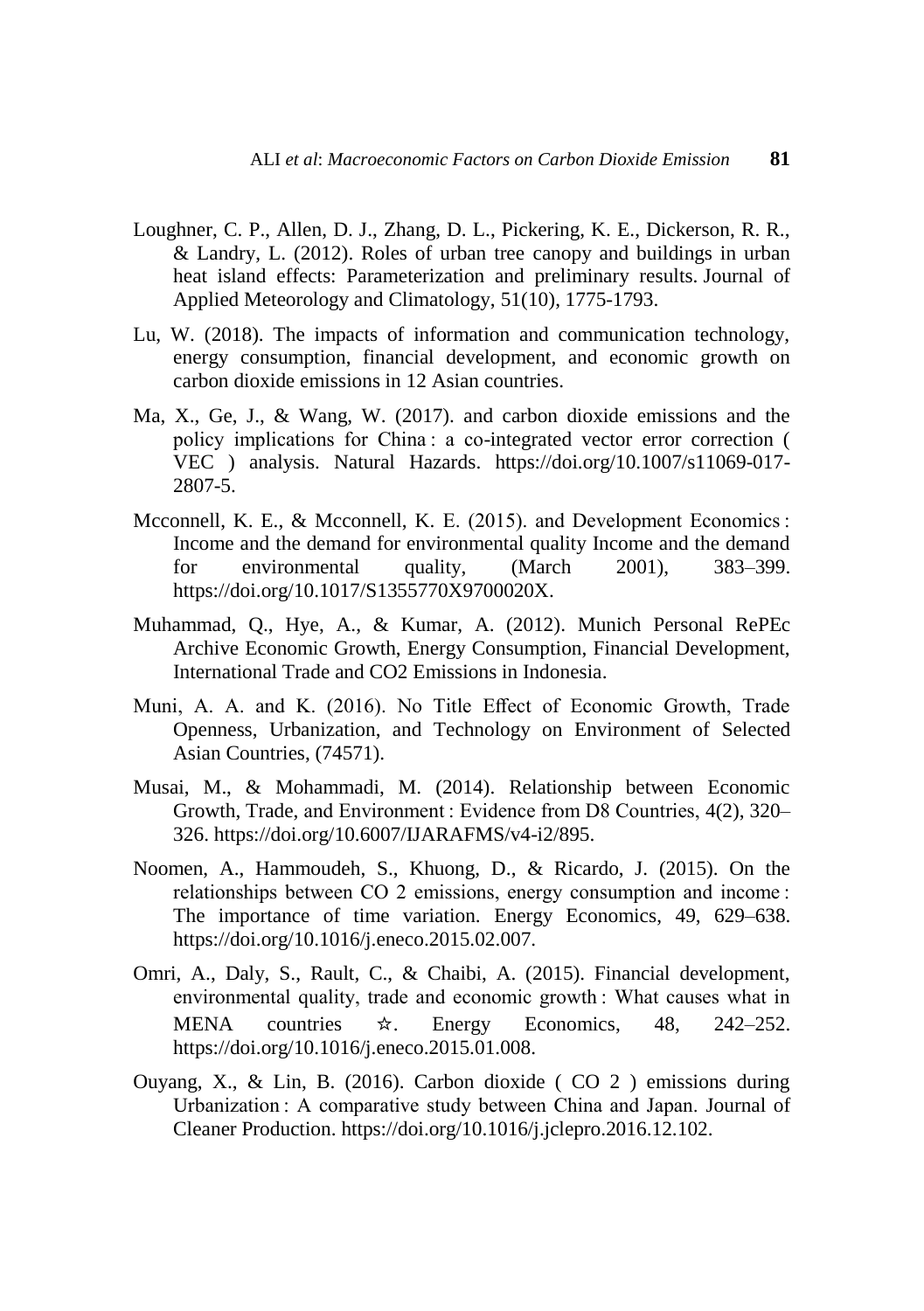Loughner, C. P., Allen, D. J., Zhang, D. L., Pickering, K. E., Dickerson, R. R., & Landry, L. (2012). Roles of urban tree canopy and buildings in urban heat island effects: Parameterization and preliminary results. Journal of Applied Meteorology and Climatology, 51(10), 1775-1793.

Lu, W. (2018). The impacts of information and communication technology, energy consumption, financial development, and economic growth on carbon dioxide emissions in 12 Asian countries.

Ma, X., Ge, J., & Wang, W. (2017). and carbon dioxide emissions and the policy implications for China : a co-integrated vector error correction ( VEC ) analysis. Natural Hazards. https://doi.org/10.1007/s11069-017-2807-5.

Mcconnell, K. E., & Mcconnell, K. E. (2015). and Development Economics : Income and the demand for environmental quality Income and the demand for environmental quality, (March 2001), 383–399. https://doi.org/10.1017/S1355770X9700020X.

Muhammad, Q., Hye, A., & Kumar, A. (2012). Munich Personal RePEc Archive Economic Growth, Energy Consumption, Financial Development, International Trade and CO2 Emissions in Indonesia.

Muni, A. A. and K. (2016). No Title Effect of Economic Growth, Trade Openness, Urbanization, and Technology on Environment of Selected Asian Countries, (74571).

Musai, M., & Mohammadi, M. (2014). Relationship between Economic Growth, Trade, and Environment : Evidence from D8 Countries, 4(2), 320–326. https://doi.org/10.6007/IJARAFMS/v4-i2/895.

Noomen, A., Hammoudeh, S., Khuong, D., & Ricardo, J. (2015). On the relationships between CO 2 emissions, energy consumption and income : The importance of time variation. Energy Economics, 49, 629–638. https://doi.org/10.1016/j.eneco.2015.02.007.

Omri, A., Daly, S., Rault, C., & Chaibi, A. (2015). Financial development, environmental quality, trade and economic growth : What causes what in MENA countries ☆. Energy Economics, 48, 242–252. https://doi.org/10.1016/j.eneco.2015.01.008.

Ouyang, X., & Lin, B. (2016). Carbon dioxide ( CO 2 ) emissions during Urbanization : A comparative study between China and Japan. Journal of Cleaner Production. https://doi.org/10.1016/j.jclepro.2016.12.102.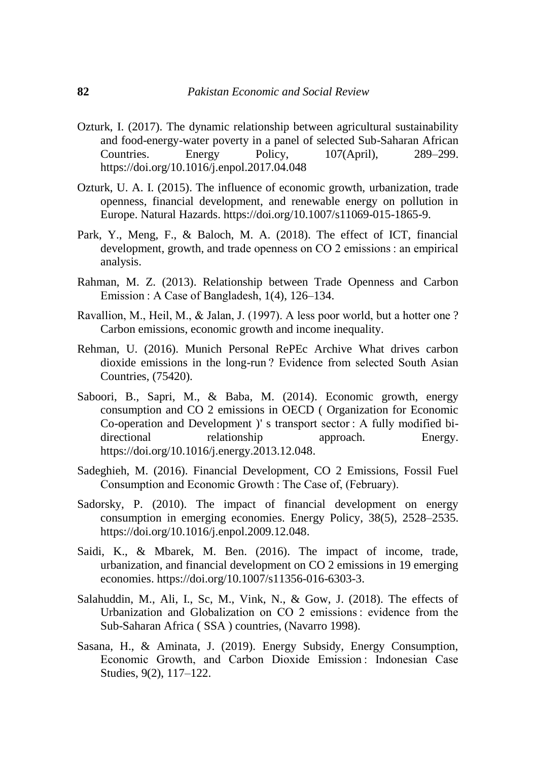Ozturk, I. (2017). The dynamic relationship between agricultural sustainability and food-energy-water poverty in a panel of selected Sub-Saharan African Countries. Energy Policy, 107(April), 289–299. https://doi.org/10.1016/j.enpol.2017.04.048

Ozturk, U. A. I. (2015). The influence of economic growth, urbanization, trade openness, financial development, and renewable energy on pollution in Europe. Natural Hazards. https://doi.org/10.1007/s11069-015-1865-9.

Park, Y., Meng, F., & Baloch, M. A. (2018). The effect of ICT, financial development, growth, and trade openness on CO 2 emissions : an empirical analysis.

Rahman, M. Z. (2013). Relationship between Trade Openness and Carbon Emission : A Case of Bangladesh, 1(4), 126–134.

Ravallion, M., Heil, M., & Jalan, J. (1997). A less poor world, but a hotter one ? Carbon emissions, economic growth and income inequality.

Rehman, U. (2016). Munich Personal RePEc Archive What drives carbon dioxide emissions in the long-run ? Evidence from selected South Asian Countries, (75420).

Saboori, B., Sapri, M., & Baba, M. (2014). Economic growth, energy consumption and CO 2 emissions in OECD ( Organization for Economic Co-operation and Development )' s transport sector : A fully modified bi-directional relationship approach. Energy. https://doi.org/10.1016/j.energy.2013.12.048.

Sadeghieh, M. (2016). Financial Development, CO 2 Emissions, Fossil Fuel Consumption and Economic Growth : The Case of, (February).

Sadorsky, P. (2010). The impact of financial development on energy consumption in emerging economies. Energy Policy, 38(5), 2528–2535. https://doi.org/10.1016/j.enpol.2009.12.048.

Saidi, K., & Mbarek, M. Ben. (2016). The impact of income, trade, urbanization, and financial development on CO 2 emissions in 19 emerging economies. https://doi.org/10.1007/s11356-016-6303-3.

Salahuddin, M., Ali, I., Sc, M., Vink, N., & Gow, J. (2018). The effects of Urbanization and Globalization on CO 2 emissions : evidence from the Sub-Saharan Africa ( SSA ) countries, (Navarro 1998).

Sasana, H., & Aminata, J. (2019). Energy Subsidy, Energy Consumption, Economic Growth, and Carbon Dioxide Emission : Indonesian Case Studies, 9(2), 117–122.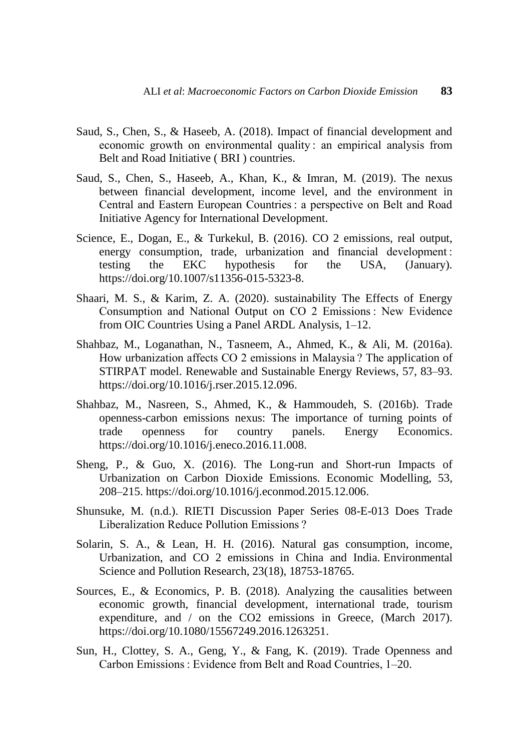Saud, S., Chen, S., & Haseeb, A. (2018). Impact of financial development and economic growth on environmental quality : an empirical analysis from Belt and Road Initiative ( BRI ) countries.

Saud, S., Chen, S., Haseeb, A., Khan, K., & Imran, M. (2019). The nexus between financial development, income level, and the environment in Central and Eastern European Countries : a perspective on Belt and Road Initiative Agency for International Development.

Science, E., Dogan, E., & Turkekul, B. (2016). CO 2 emissions, real output, energy consumption, trade, urbanization and financial development : testing the EKC hypothesis for the USA, (January). https://doi.org/10.1007/s11356-015-5323-8.

Shaari, M. S., & Karim, Z. A. (2020). sustainability The Effects of Energy Consumption and National Output on CO 2 Emissions : New Evidence from OIC Countries Using a Panel ARDL Analysis, 1–12.

Shahbaz, M., Loganathan, N., Tasneem, A., Ahmed, K., & Ali, M. (2016a). How urbanization affects CO 2 emissions in Malaysia ? The application of STIRPAT model. Renewable and Sustainable Energy Reviews, 57, 83–93. https://doi.org/10.1016/j.rser.2015.12.096.

Shahbaz, M., Nasreen, S., Ahmed, K., & Hammoudeh, S. (2016b). Trade openness-carbon emissions nexus: The importance of turning points of trade openness for country panels. Energy Economics. https://doi.org/10.1016/j.eneco.2016.11.008.

Sheng, P., & Guo, X. (2016). The Long-run and Short-run Impacts of Urbanization on Carbon Dioxide Emissions. Economic Modelling, 53, 208–215. https://doi.org/10.1016/j.econmod.2015.12.006.

Shunsuke, M. (n.d.). RIETI Discussion Paper Series 08-E-013 Does Trade Liberalization Reduce Pollution Emissions ?

Solarin, S. A., & Lean, H. H. (2016). Natural gas consumption, income, Urbanization, and CO 2 emissions in China and India. Environmental Science and Pollution Research, 23(18), 18753-18765.

Sources, E., & Economics, P. B. (2018). Analyzing the causalities between economic growth, financial development, international trade, tourism expenditure, and / on the CO2 emissions in Greece, (March 2017). https://doi.org/10.1080/15567249.2016.1263251.

Sun, H., Clottey, S. A., Geng, Y., & Fang, K. (2019). Trade Openness and Carbon Emissions : Evidence from Belt and Road Countries, 1–20.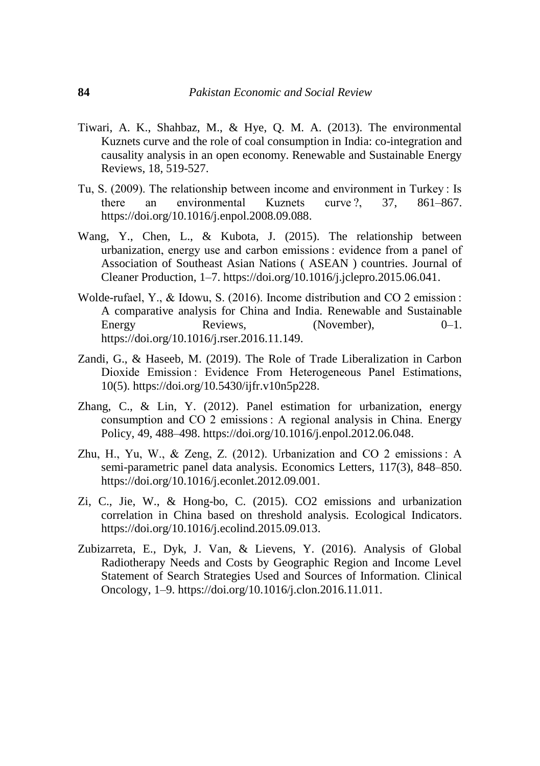Tiwari, A. K., Shahbaz, M., & Hye, Q. M. A. (2013). The environmental Kuznets curve and the role of coal consumption in India: co-integration and causality analysis in an open economy. Renewable and Sustainable Energy Reviews, 18, 519-527.

Tu, S. (2009). The relationship between income and environment in Turkey : Is there an environmental Kuznets curve ?, 37, 861–867. https://doi.org/10.1016/j.enpol.2008.09.088.

Wang, Y., Chen, L., & Kubota, J. (2015). The relationship between urbanization, energy use and carbon emissions : evidence from a panel of Association of Southeast Asian Nations ( ASEAN ) countries. Journal of Cleaner Production, 1–7. https://doi.org/10.1016/j.jclepro.2015.06.041.

Wolde-rufael, Y., & Idowu, S. (2016). Income distribution and CO 2 emission : A comparative analysis for China and India. Renewable and Sustainable Energy Reviews, (November), 0–1. https://doi.org/10.1016/j.rser.2016.11.149.

Zandi, G., & Haseeb, M. (2019). The Role of Trade Liberalization in Carbon Dioxide Emission : Evidence From Heterogeneous Panel Estimations, 10(5). https://doi.org/10.5430/ijfr.v10n5p228.

Zhang, C., & Lin, Y. (2012). Panel estimation for urbanization, energy consumption and CO 2 emissions : A regional analysis in China. Energy Policy, 49, 488–498. https://doi.org/10.1016/j.enpol.2012.06.048.

Zhu, H., Yu, W., & Zeng, Z. (2012). Urbanization and CO 2 emissions : A semi-parametric panel data analysis. Economics Letters, 117(3), 848–850. https://doi.org/10.1016/j.econlet.2012.09.001.

Zi, C., Jie, W., & Hong-bo, C. (2015). CO2 emissions and urbanization correlation in China based on threshold analysis. Ecological Indicators. https://doi.org/10.1016/j.ecolind.2015.09.013.

Zubizarreta, E., Dyk, J. Van, & Lievens, Y. (2016). Analysis of Global Radiotherapy Needs and Costs by Geographic Region and Income Level Statement of Search Strategies Used and Sources of Information. Clinical Oncology, 1–9. https://doi.org/10.1016/j.clon.2016.11.011.